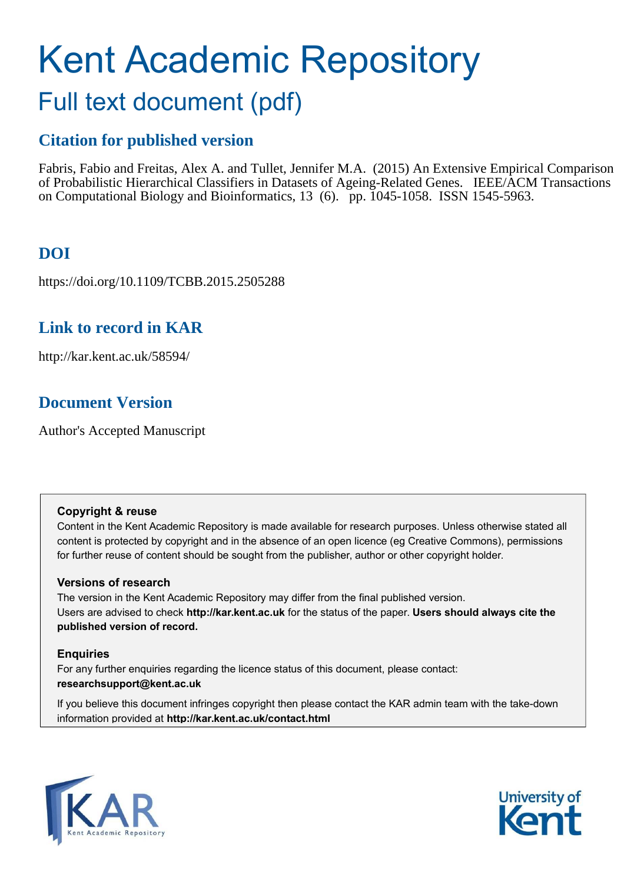# Kent Academic Repository

## Full text document (pdf)

### Citation for published version

Fabris, Fabio and Freitas, Alex A. and Tullet, Jennifer M.A. (2015) An Extensive Empirical Comparison of Probabilistic Hierarchical Classifiers in Datasets of Ageing-Related Genes. IEEE/ACM Transactions on Computational Biology and Bioinformatics, 13 (6). pp. 1045-1058. ISSN 1545-5963.

### DOI

https://doi.org/10.1109/TCBB.2015.2505288

### Link to record in KAR

http://kar.kent.ac.uk/58594/

### Document Version

Author's Accepted Manuscript

**Copyright & reuse**

Content in the Kent Academic Repository is made available for research purposes. Unless otherwise stated all content is protected by copyright and in the absence of an open licence (eg Creative Commons), permissions for further reuse of content should be sought from the publisher, author or other copyright holder.

**Versions of research**

The version in the Kent Academic Repository may differ from the final published version. Users are advised to check **http://kar.kent.ac.uk** for the status of the paper. **Users should always cite the published version of record.**

**Enquiries**

For any further enquiries regarding the licence status of this document, please contact: **researchsupport@kent.ac.uk**

If you believe this document infringes copyright then please contact the KAR admin team with the take-down information provided at **http://kar.kent.ac.uk/contact.html**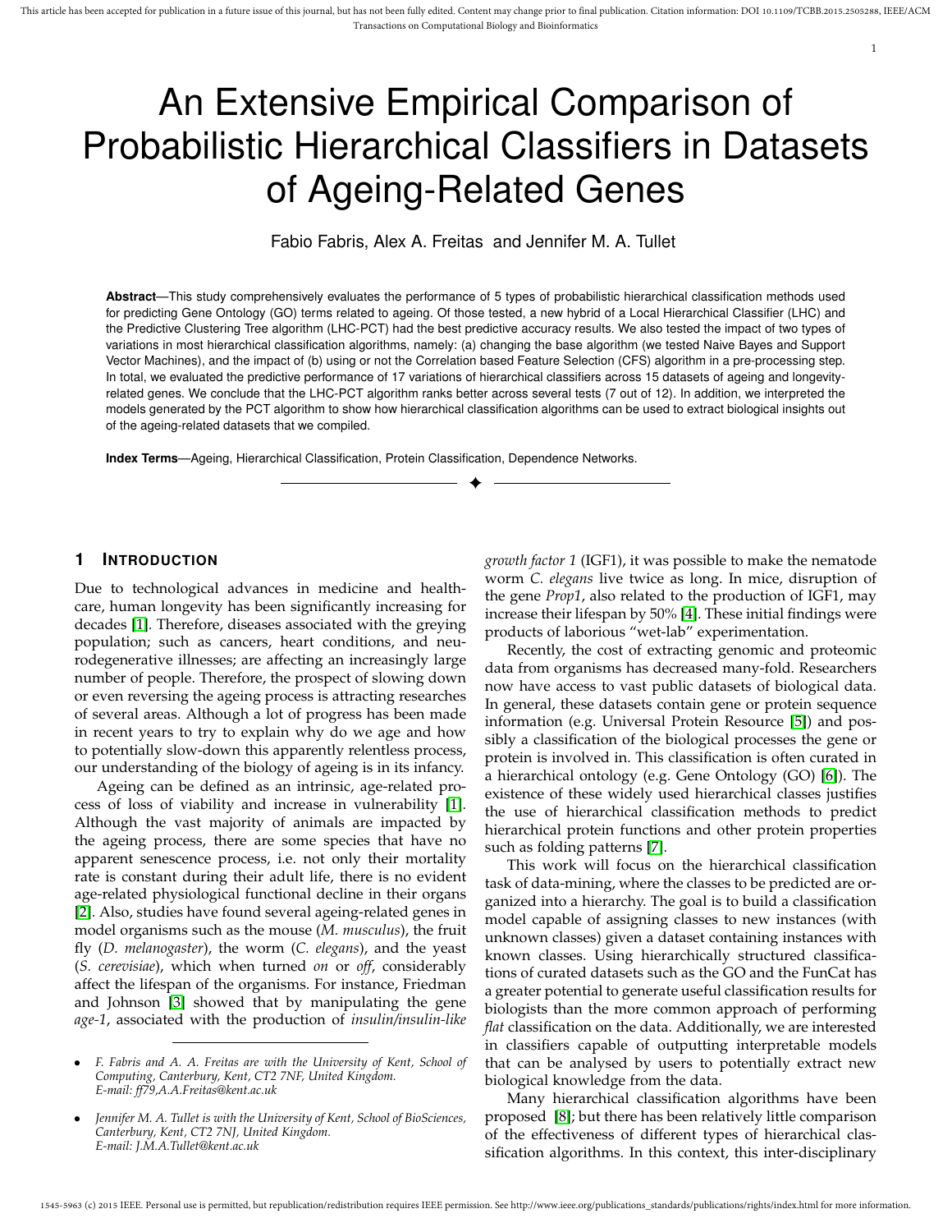# An Extensive Empirical Comparison of Probabilistic Hierarchical Classifiers in Datasets of Ageing-Related Genes

Fabio Fabris, Alex A. Freitas and Jennifer M. A. Tullet

**Abstract**—This study comprehensively evaluates the performance of 5 types of probabilistic hierarchical classification methods used for predicting Gene Ontology (GO) terms related to ageing. Of those tested, a new hybrid of a Local Hierarchical Classifier (LHC) and the Predictive Clustering Tree algorithm (LHC-PCT) had the best predictive accuracy results. We also tested the impact of two types of variations in most hierarchical classification algorithms, namely: (a) changing the base algorithm (we tested Naive Bayes and Support Vector Machines), and the impact of (b) using or not the Correlation based Feature Selection (CFS) algorithm in a pre-processing step. In total, we evaluated the predictive performance of 17 variations of hierarchical classifiers across 15 datasets of ageing and longevity-related genes. We conclude that the LHC-PCT algorithm ranks better across several tests (7 out of 12). In addition, we interpreted the models generated by the PCT algorithm to show how hierarchical classification algorithms can be used to extract biological insights out of the ageing-related datasets that we compiled.

**Index Terms**—Ageing, Hierarchical Classification, Protein Classification, Dependence Networks.

## 1 Introduction

Due to technological advances in medicine and healthcare, human longevity has been significantly increasing for decades [1]. Therefore, diseases associated with the greying population; such as cancers, heart conditions, and neurodegenerative illnesses; are affecting an increasingly large number of people. Therefore, the prospect of slowing down or even reversing the ageing process is attracting researches of several areas. Although a lot of progress has been made in recent years to try to explain why do we age and how to potentially slow-down this apparently relentless process, our understanding of the biology of ageing is in its infancy.

Ageing can be defined as an intrinsic, age-related process of loss of viability and increase in vulnerability [1]. Although the vast majority of animals are impacted by the ageing process, there are some species that have no apparent senescence process, i.e. not only their mortality rate is constant during their adult life, there is no evident age-related physiological functional decline in their organs [2]. Also, studies have found several ageing-related genes in model organisms such as the mouse (*M. musculus*), the fruit fly (*D. melanogaster*), the worm (*C. elegans*), and the yeast (*S. cerevisiae*), which when turned *on* or *off*, considerably affect the lifespan of the organisms. For instance, Friedman and Johnson [3] showed that by manipulating the gene *age-1*, associated with the production of *insulin/insulin-like growth factor 1* (IGF1), it was possible to make the nematode worm *C. elegans* live twice as long. In mice, disruption of the gene *Prop1*, also related to the production of IGF1, may increase their lifespan by 50% [4]. These initial findings were products of laborious "wet-lab" experimentation.

Recently, the cost of extracting genomic and proteomic data from organisms has decreased many-fold. Researchers now have access to vast public datasets of biological data. In general, these datasets contain gene or protein sequence information (e.g. Universal Protein Resource [5]) and possibly a classification of the biological processes the gene or protein is involved in. This classification is often curated in a hierarchical ontology (e.g. Gene Ontology (GO) [6]). The existence of these widely used hierarchical classes justifies the use of hierarchical classification methods to predict hierarchical protein functions and other protein properties such as folding patterns [7].

This work will focus on the hierarchical classification task of data-mining, where the classes to be predicted are organized into a hierarchy. The goal is to build a classification model capable of assigning classes to new instances (with unknown classes) given a dataset containing instances with known classes. Using hierarchically structured classifications of curated datasets such as the GO and the FunCat has a greater potential to generate useful classification results for biologists than the more common approach of performing *flat* classification on the data. Additionally, we are interested in classifiers capable of outputting interpretable models that can be analysed by users to potentially extract new biological knowledge from the data.

Many hierarchical classification algorithms have been proposed [8]; but there has been relatively little comparison of the effectiveness of different types of hierarchical classification algorithms. In this context, this inter-disciplinary

- *F. Fabris and A. A. Freitas are with the University of Kent, School of Computing, Canterbury, Kent, CT2 7NF, United Kingdom. E-mail: ff79,A.A.Freitas@kent.ac.uk*
- *Jennifer M. A. Tullet is with the University of Kent, School of BioSciences, Canterbury, Kent, CT2 7NJ, United Kingdom. E-mail: J.M.A.Tullet@kent.ac.uk*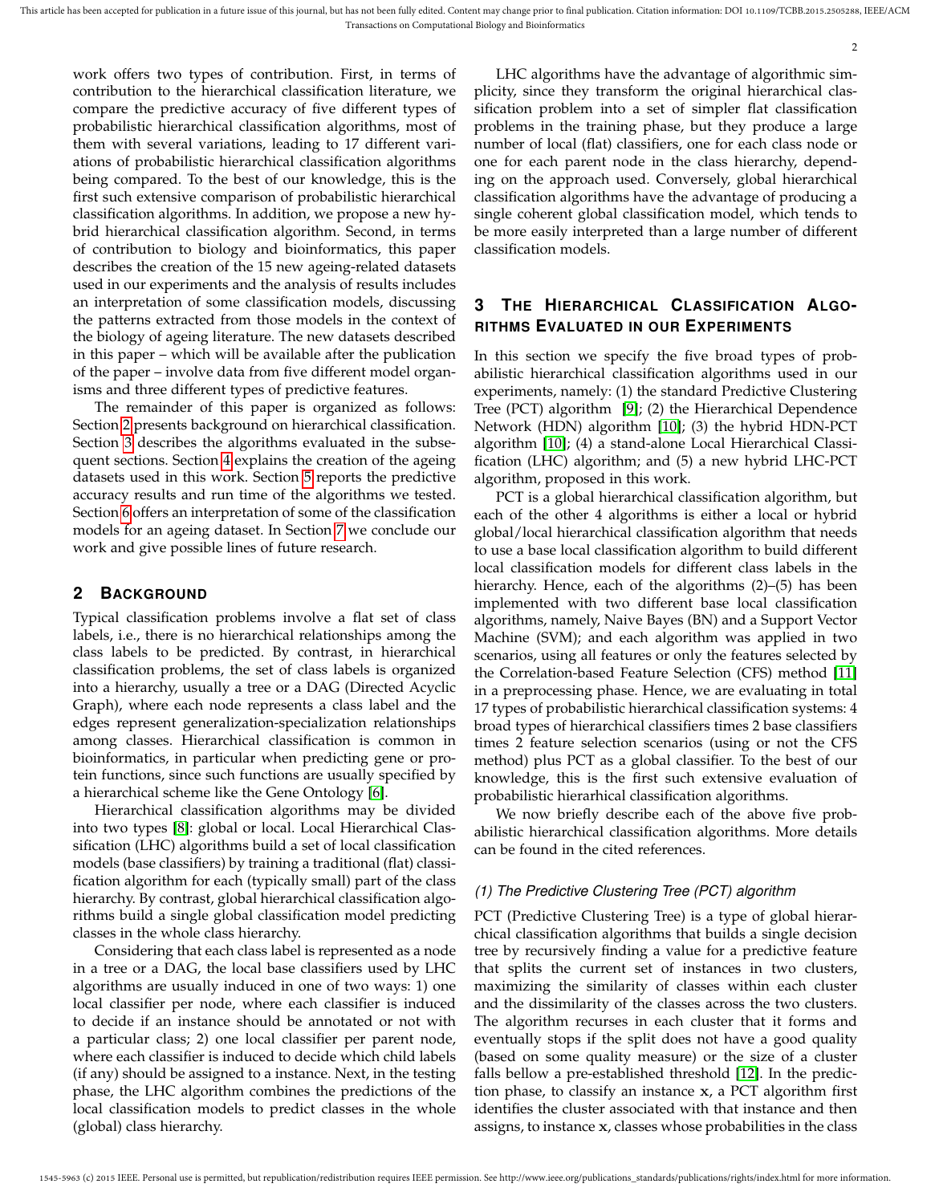work offers two types of contribution. First, in terms of contribution to the hierarchical classification literature, we compare the predictive accuracy of five different types of probabilistic hierarchical classification algorithms, most of them with several variations, leading to 17 different variations of probabilistic hierarchical classification algorithms being compared. To the best of our knowledge, this is the first such extensive comparison of probabilistic hierarchical classification algorithms. In addition, we propose a new hybrid hierarchical classification algorithm. Second, in terms of contribution to biology and bioinformatics, this paper describes the creation of the 15 new ageing-related datasets used in our experiments and the analysis of results includes an interpretation of some classification models, discussing the patterns extracted from those models in the context of the biology of ageing literature. The new datasets described in this paper – which will be available after the publication of the paper – involve data from five different model organisms and three different types of predictive features.

The remainder of this paper is organized as follows: Section 2 presents background on hierarchical classification. Section 3 describes the algorithms evaluated in the subsequent sections. Section 4 explains the creation of the ageing datasets used in this work. Section 5 reports the predictive accuracy results and run time of the algorithms we tested. Section 6 offers an interpretation of some of the classification models for an ageing dataset. In Section 7 we conclude our work and give possible lines of future research.

## 2 Background

Typical classification problems involve a flat set of class labels, i.e., there is no hierarchical relationships among the class labels to be predicted. By contrast, in hierarchical classification problems, the set of class labels is organized into a hierarchy, usually a tree or a DAG (Directed Acyclic Graph), where each node represents a class label and the edges represent generalization-specialization relationships among classes. Hierarchical classification is common in bioinformatics, in particular when predicting gene or protein functions, since such functions are usually specified by a hierarchical scheme like the Gene Ontology [6].

Hierarchical classification algorithms may be divided into two types [8]: global or local. Local Hierarchical Classification (LHC) algorithms build a set of local classification models (base classifiers) by training a traditional (flat) classification algorithm for each (typically small) part of the class hierarchy. By contrast, global hierarchical classification algorithms build a single global classification model predicting classes in the whole class hierarchy.

Considering that each class label is represented as a node in a tree or a DAG, the local base classifiers used by LHC algorithms are usually induced in one of two ways: 1) one local classifier per node, where each classifier is induced to decide if an instance should be annotated or not with a particular class; 2) one local classifier per parent node, where each classifier is induced to decide which child labels (if any) should be assigned to a instance. Next, in the testing phase, the LHC algorithm combines the predictions of the local classification models to predict classes in the whole (global) class hierarchy.

LHC algorithms have the advantage of algorithmic simplicity, since they transform the original hierarchical classification problem into a set of simpler flat classification problems in the training phase, but they produce a large number of local (flat) classifiers, one for each class node or one for each parent node in the class hierarchy, depending on the approach used. Conversely, global hierarchical classification algorithms have the advantage of producing a single coherent global classification model, which tends to be more easily interpreted than a large number of different classification models.

## 3 The Hierarchical Classification Algorithms Evaluated in our Experiments

In this section we specify the five broad types of probabilistic hierarchical classification algorithms used in our experiments, namely: (1) the standard Predictive Clustering Tree (PCT) algorithm [9]; (2) the Hierarchical Dependence Network (HDN) algorithm [10]; (3) the hybrid HDN-PCT algorithm [10]; (4) a stand-alone Local Hierarchical Classification (LHC) algorithm; and (5) a new hybrid LHC-PCT algorithm, proposed in this work.

PCT is a global hierarchical classification algorithm, but each of the other 4 algorithms is either a local or hybrid global/local hierarchical classification algorithm that needs to use a base local classification algorithm to build different local classification models for different class labels in the hierarchy. Hence, each of the algorithms (2)–(5) has been implemented with two different base local classification algorithms, namely, Naive Bayes (BN) and a Support Vector Machine (SVM); and each algorithm was applied in two scenarios, using all features or only the features selected by the Correlation-based Feature Selection (CFS) method [11] in a preprocessing phase. Hence, we are evaluating in total 17 types of probabilistic hierarchical classification systems: 4 broad types of hierarchical classifiers times 2 base classifiers times 2 feature selection scenarios (using or not the CFS method) plus PCT as a global classifier. To the best of our knowledge, this is the first such extensive evaluation of probabilistic hierarhical classification algorithms.

We now briefly describe each of the above five probabilistic hierarchical classification algorithms. More details can be found in the cited references.

### (1) The Predictive Clustering Tree (PCT) algorithm

PCT (Predictive Clustering Tree) is a type of global hierarchical classification algorithms that builds a single decision tree by recursively finding a value for a predictive feature that splits the current set of instances in two clusters, maximizing the similarity of classes within each cluster and the dissimilarity of the classes across the two clusters. The algorithm recurses in each cluster that it forms and eventually stops if the split does not have a good quality (based on some quality measure) or the size of a cluster falls bellow a pre-established threshold [12]. In the prediction phase, to classify an instance $\mathbf{x}$, a PCT algorithm first identifies the cluster associated with that instance and then assigns, to instance $\mathbf{x}$, classes whose probabilities in the class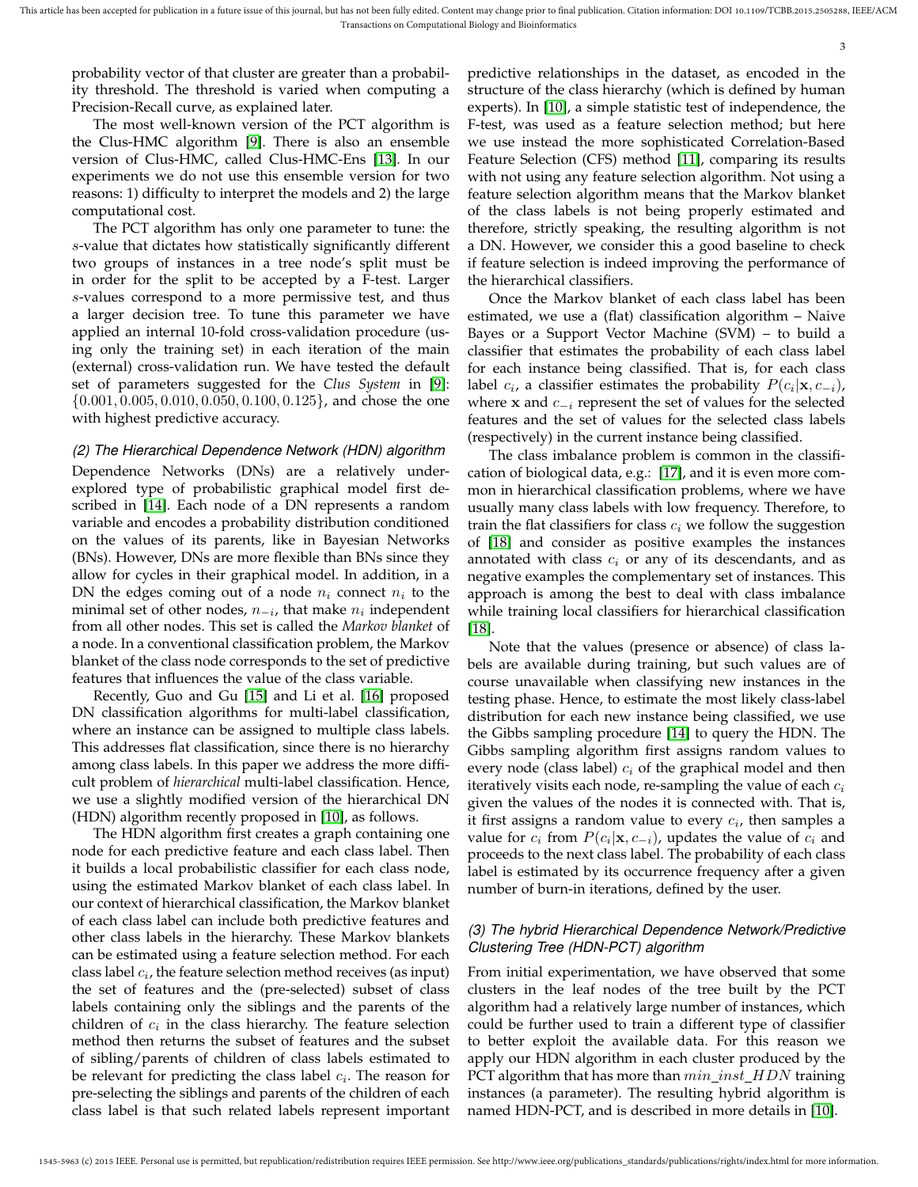probability vector of that cluster are greater than a probability threshold. The threshold is varied when computing a Precision-Recall curve, as explained later.

The most well-known version of the PCT algorithm is the Clus-HMC algorithm [9]. There is also an ensemble version of Clus-HMC, called Clus-HMC-Ens [13]. In our experiments we do not use this ensemble version for two reasons: 1) difficulty to interpret the models and 2) the large computational cost.

The PCT algorithm has only one parameter to tune: the $s$-value that dictates how statistically significantly different two groups of instances in a tree node's split must be in order for the split to be accepted by a F-test. Larger $s$-values correspond to a more permissive test, and thus a larger decision tree. To tune this parameter we have applied an internal 10-fold cross-validation procedure (using only the training set) in each iteration of the main (external) cross-validation run. We have tested the default set of parameters suggested for the *Clus System* in [9]: $\{0.001, 0.005, 0.010, 0.050, 0.100, 0.125\}$, and chose the one with highest predictive accuracy.

*(2) The Hierarchical Dependence Network (HDN) algorithm*

Dependence Networks (DNs) are a relatively under-explored type of probabilistic graphical model first described in [14]. Each node of a DN represents a random variable and encodes a probability distribution conditioned on the values of its parents, like in Bayesian Networks (BNs). However, DNs are more flexible than BNs since they allow for cycles in their graphical model. In addition, in a DN the edges coming out of a node $n_i$ connect $n_i$ to the minimal set of other nodes, $n_{-i}$, that make $n_i$ independent from all other nodes. This set is called the *Markov blanket* of a node. In a conventional classification problem, the Markov blanket of the class node corresponds to the set of predictive features that influences the value of the class variable.

Recently, Guo and Gu [15] and Li et al. [16] proposed DN classification algorithms for multi-label classification, where an instance can be assigned to multiple class labels. This addresses flat classification, since there is no hierarchy among class labels. In this paper we address the more difficult problem of *hierarchical* multi-label classification. Hence, we use a slightly modified version of the hierarchical DN (HDN) algorithm recently proposed in [10], as follows.

The HDN algorithm first creates a graph containing one node for each predictive feature and each class label. Then it builds a local probabilistic classifier for each class node, using the estimated Markov blanket of each class label. In our context of hierarchical classification, the Markov blanket of each class label can include both predictive features and other class labels in the hierarchy. These Markov blankets can be estimated using a feature selection method. For each class label $c_i$, the feature selection method receives (as input) the set of features and the (pre-selected) subset of class labels containing only the siblings and the parents of the children of $c_i$ in the class hierarchy. The feature selection method then returns the subset of features and the subset of sibling/parents of children of class labels estimated to be relevant for predicting the class label $c_i$. The reason for pre-selecting the siblings and parents of the children of each class label is that such related labels represent important predictive relationships in the dataset, as encoded in the structure of the class hierarchy (which is defined by human experts). In [10], a simple statistic test of independence, the F-test, was used as a feature selection method; but here we use instead the more sophisticated Correlation-Based Feature Selection (CFS) method [11], comparing its results with not using any feature selection algorithm. Not using a feature selection algorithm means that the Markov blanket of the class labels is not being properly estimated and therefore, strictly speaking, the resulting algorithm is not a DN. However, we consider this a good baseline to check if feature selection is indeed improving the performance of the hierarchical classifiers.

Once the Markov blanket of each class label has been estimated, we use a (flat) classification algorithm – Naive Bayes or a Support Vector Machine (SVM) – to build a classifier that estimates the probability of each class label for each instance being classified. That is, for each class label $c_i$, a classifier estimates the probability $P(c_i|\mathbf{x}, c_{-i})$, where $\mathbf{x}$ and $c_{-i}$ represent the set of values for the selected features and the set of values for the selected class labels (respectively) in the current instance being classified.

The class imbalance problem is common in the classification of biological data, e.g.: [17], and it is even more common in hierarchical classification problems, where we have usually many class labels with low frequency. Therefore, to train the flat classifiers for class $c_i$ we follow the suggestion of [18] and consider as positive examples the instances annotated with class $c_i$ or any of its descendants, and as negative examples the complementary set of instances. This approach is among the best to deal with class imbalance while training local classifiers for hierarchical classification [18].

Note that the values (presence or absence) of class labels are available during training, but such values are of course unavailable when classifying new instances in the testing phase. Hence, to estimate the most likely class-label distribution for each new instance being classified, we use the Gibbs sampling procedure [14] to query the HDN. The Gibbs sampling algorithm first assigns random values to every node (class label) $c_i$ of the graphical model and then iteratively visits each node, re-sampling the value of each $c_i$ given the values of the nodes it is connected with. That is, it first assigns a random value to every $c_i$, then samples a value for $c_i$ from $P(c_i|\mathbf{x}, c_{-i})$, updates the value of $c_i$ and proceeds to the next class label. The probability of each class label is estimated by its occurrence frequency after a given number of burn-in iterations, defined by the user.

*(3) The hybrid Hierarchical Dependence Network/Predictive Clustering Tree (HDN-PCT) algorithm*

From initial experimentation, we have observed that some clusters in the leaf nodes of the tree built by the PCT algorithm had a relatively large number of instances, which could be further used to train a different type of classifier to better exploit the available data. For this reason we apply our HDN algorithm in each cluster produced by the PCT algorithm that has more than $min\_inst\_HDN$ training instances (a parameter). The resulting hybrid algorithm is named HDN-PCT, and is described in more details in [10].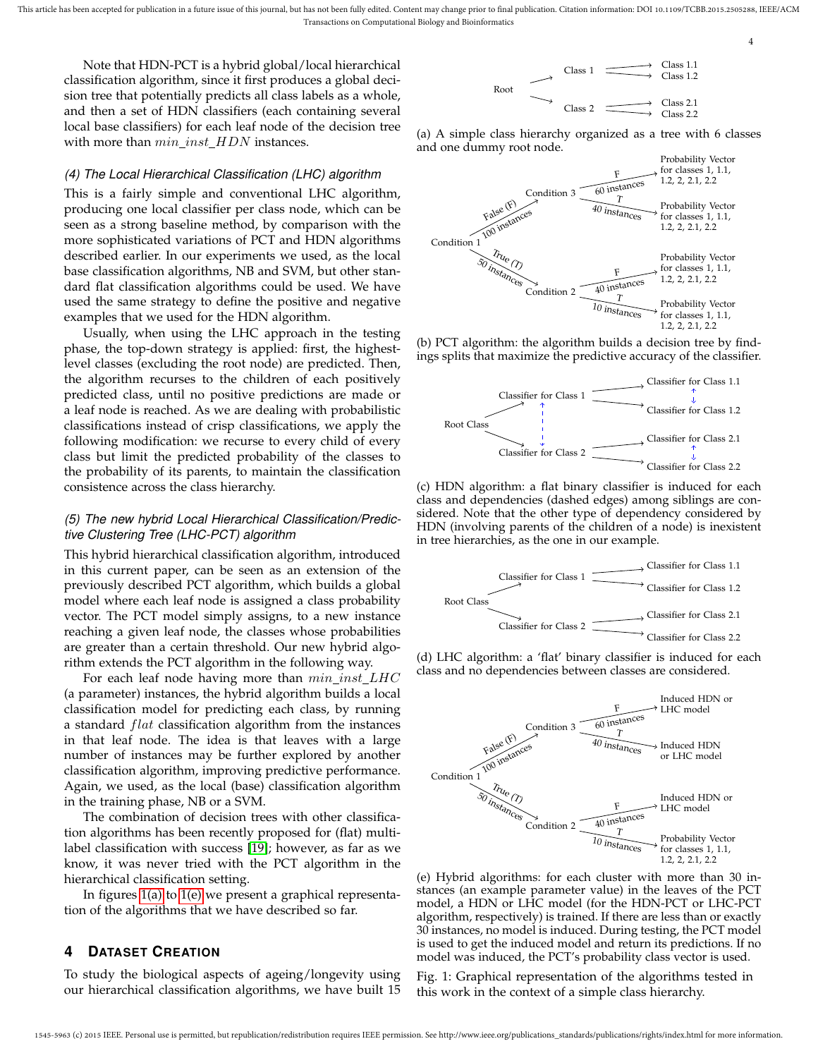Note that HDN-PCT is a hybrid global/local hierarchical classification algorithm, since it first produces a global decision tree that potentially predicts all class labels as a whole, and then a set of HDN classifiers (each containing several local base classifiers) for each leaf node of the decision tree with more than $min\_inst\_HDN$ instances.

#### (4) The Local Hierarchical Classification (LHC) algorithm

This is a fairly simple and conventional LHC algorithm, producing one local classifier per class node, which can be seen as a strong baseline method, by comparison with the more sophisticated variations of PCT and HDN algorithms described earlier. In our experiments we used, as the local base classification algorithms, NB and SVM, but other standard flat classification algorithms could be used. We have used the same strategy to define the positive and negative examples that we used for the HDN algorithm.

Usually, when using the LHC approach in the testing phase, the top-down strategy is applied: first, the highest-level classes (excluding the root node) are predicted. Then, the algorithm recurses to the children of each positively predicted class, until no positive predictions are made or a leaf node is reached. As we are dealing with probabilistic classifications instead of crisp classifications, we apply the following modification: we recurse to every child of every class but limit the predicted probability of the classes to the probability of its parents, to maintain the classification consistence across the class hierarchy.

#### (5) The new hybrid Local Hierarchical Classification/Predictive Clustering Tree (LHC-PCT) algorithm

This hybrid hierarchical classification algorithm, introduced in this current paper, can be seen as an extension of the previously described PCT algorithm, which builds a global model where each leaf node is assigned a class probability vector. The PCT model simply assigns, to a new instance reaching a given leaf node, the classes whose probabilities are greater than a certain threshold. Our new hybrid algorithm extends the PCT algorithm in the following way.

For each leaf node having more than $min\_inst\_LHC$ (a parameter) instances, the hybrid algorithm builds a local classification model for predicting each class, by running a standard $flat$ classification algorithm from the instances in that leaf node. The idea is that leaves with a large number of instances may be further explored by another classification algorithm, improving predictive performance. Again, we used, as the local (base) classification algorithm in the training phase, NB or a SVM.

The combination of decision trees with other classification algorithms has been recently proposed for (flat) multi-label classification with success [19]; however, as far as we know, it was never tried with the PCT algorithm in the hierarchical classification setting.

In figures 1(a) to 1(e) we present a graphical representation of the algorithms that we have described so far.

## 4 Dataset Creation

To study the biological aspects of ageing/longevity using our hierarchical classification algorithms, we have built 15

Root
Class 1
Class 2
Class 1.1
Class 1.2
Class 2.1
Class 2.2

(a) A simple class hierarchy organized as a tree with 6 classes and one dummy root node.

Condition 1
False (F)
100 instances
True (T)
50 instances
Condition 3
F
60 instances
T
40 instances
Condition 2
F
40 instances
T
10 instances
Probability Vector for classes 1, 1.1, 1.2, 2, 2.1, 2.2

(b) PCT algorithm: the algorithm builds a decision tree by findings splits that maximize the predictive accuracy of the classifier.

Root Class
Classifier for Class 1
Classifier for Class 2
Classifier for Class 1.1
Classifier for Class 1.2
Classifier for Class 2.1
Classifier for Class 2.2

(c) HDN algorithm: a flat binary classifier is induced for each class and dependencies (dashed edges) among siblings are considered. Note that the other type of dependency considered by HDN (involving parents of the children of a node) is inexistent in tree hierarchies, as the one in our example.

Root Class
Classifier for Class 1
Classifier for Class 2
Classifier for Class 1.1
Classifier for Class 1.2
Classifier for Class 2.1
Classifier for Class 2.2

(d) LHC algorithm: a 'flat' binary classifier is induced for each class and no dependencies between classes are considered.

Condition 1
False (F)
100 instances
True (T)
50 instances
Condition 3
F
60 instances
T
40 instances
Condition 2
F
40 instances
T
10 instances
Induced HDN or LHC model
Induced HDN or LHC model
Induced HDN or LHC model
Probability Vector for classes 1, 1.1, 1.2, 2, 2.1, 2.2

(e) Hybrid algorithms: for each cluster with more than 30 instances (an example parameter value) in the leaves of the PCT model, a HDN or LHC model (for the HDN-PCT or LHC-PCT algorithm, respectively) is trained. If there are less than or exactly 30 instances, no model is induced. During testing, the PCT model is used to get the induced model and return its predictions. If no model was induced, the PCT's probability class vector is used.

Fig. 1: Graphical representation of the algorithms tested in this work in the context of a simple class hierarchy.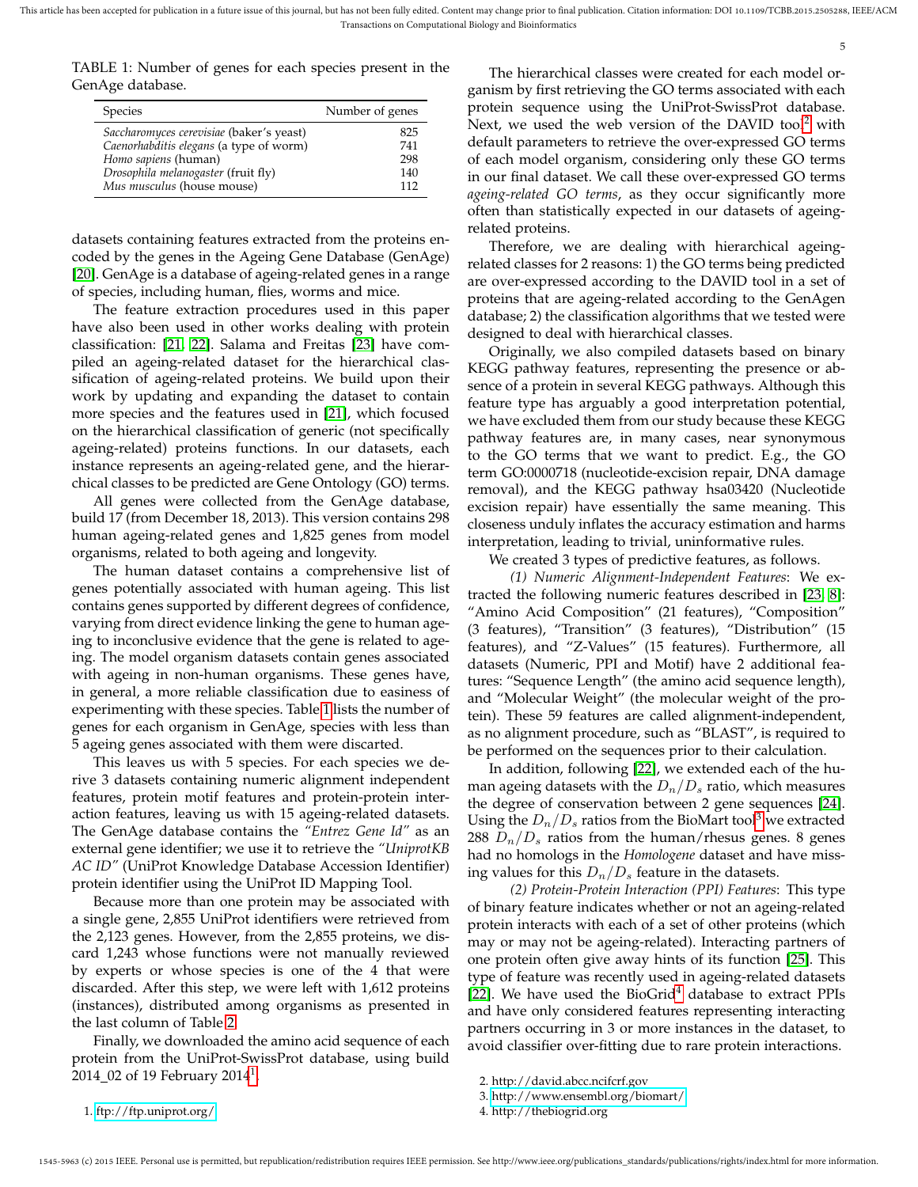TABLE 1: Number of genes for each species present in the GenAge database.

| Species | Number of genes |
|---|---|
| *Saccharomyces cerevisiae* (baker's yeast) | 825 |
| *Caenorhabditis elegans* (a type of worm) | 741 |
| *Homo sapiens* (human) | 298 |
| *Drosophila melanogaster* (fruit fly) | 140 |
| *Mus musculus* (house mouse) | 112 |

datasets containing features extracted from the proteins encoded by the genes in the Ageing Gene Database (GenAge) [20]. GenAge is a database of ageing-related genes in a range of species, including human, flies, worms and mice.

The feature extraction procedures used in this paper have also been used in other works dealing with protein classification: [21, 22]. Salama and Freitas [23] have compiled an ageing-related dataset for the hierarchical classification of ageing-related proteins. We build upon their work by updating and expanding the dataset to contain more species and the features used in [21], which focused on the hierarchical classification of generic (not specifically ageing-related) proteins functions. In our datasets, each instance represents an ageing-related gene, and the hierarchical classes to be predicted are Gene Ontology (GO) terms.

All genes were collected from the GenAge database, build 17 (from December 18, 2013). This version contains 298 human ageing-related genes and 1,825 genes from model organisms, related to both ageing and longevity.

The human dataset contains a comprehensive list of genes potentially associated with human ageing. This list contains genes supported by different degrees of confidence, varying from direct evidence linking the gene to human ageing to inconclusive evidence that the gene is related to ageing. The model organism datasets contain genes associated with ageing in non-human organisms. These genes have, in general, a more reliable classification due to easiness of experimenting with these species. Table 1 lists the number of genes for each organism in GenAge, species with less than 5 ageing genes associated with them were discarded.

This leaves us with 5 species. For each species we derive 3 datasets containing numeric alignment independent features, protein motif features and protein-protein interaction features, leaving us with 15 ageing-related datasets. The GenAge database contains the *"Entrez Gene Id"* as an external gene identifier; we use it to retrieve the *"UniprotKB AC ID"* (UniProt Knowledge Database Accession Identifier) protein identifier using the UniProt ID Mapping Tool.

Because more than one protein may be associated with a single gene, 2,855 UniProt identifiers were retrieved from the 2,123 genes. However, from the 2,855 proteins, we discard 1,243 whose functions were not manually reviewed by experts or whose species is one of the 4 that were discarded. After this step, we were left with 1,612 proteins (instances), distributed among organisms as presented in the last column of Table 2.

Finally, we downloaded the amino acid sequence of each protein from the UniProt-SwissProt database, using build 2014_02 of 19 February 2014[1].

The hierarchical classes were created for each model organism by first retrieving the GO terms associated with each protein sequence using the UniProt-SwissProt database. Next, we used the web version of the DAVID tool[2] with default parameters to retrieve the over-expressed GO terms of each model organism, considering only these GO terms in our final dataset. We call these over-expressed GO terms *ageing-related GO terms*, as they occur significantly more often than statistically expected in our datasets of ageing-related proteins.

Therefore, we are dealing with hierarchical ageing-related classes for 2 reasons: 1) the GO terms being predicted are over-expressed according to the DAVID tool in a set of proteins that are ageing-related according to the GenAgen database; 2) the classification algorithms that we tested were designed to deal with hierarchical classes.

Originally, we also compiled datasets based on binary KEGG pathway features, representing the presence or absence of a protein in several KEGG pathways. Although this feature type has arguably a good interpretation potential, we have excluded them from our study because these KEGG pathway features are, in many cases, near synonymous to the GO terms that we want to predict. E.g., the GO term GO:0000718 (nucleotide-excision repair, DNA damage removal), and the KEGG pathway hsa03420 (Nucleotide excision repair) have essentially the same meaning. This closeness unduly inflates the accuracy estimation and harms interpretation, leading to trivial, uninformative rules.

We created 3 types of predictive features, as follows.

*(1) Numeric Alignment-Independent Features*: We extracted the following numeric features described in [23, 8]: "Amino Acid Composition" (21 features), "Composition" (3 features), "Transition" (3 features), "Distribution" (15 features), and "Z-Values" (15 features). Furthermore, all datasets (Numeric, PPI and Motif) have 2 additional features: "Sequence Length" (the amino acid sequence length), and "Molecular Weight" (the molecular weight of the protein). These 59 features are called alignment-independent, as no alignment procedure, such as "BLAST", is required to be performed on the sequences prior to their calculation.

In addition, following [22], we extended each of the human ageing datasets with the $D_n/D_s$ ratio, which measures the degree of conservation between 2 gene sequences [24]. Using the $D_n/D_s$ ratios from the BioMart tool[3] we extracted 288 $D_n/D_s$ ratios from the human/rhesus genes. 8 genes had no homologs in the *Homologene* dataset and have missing values for this $D_n/D_s$ feature in the datasets.

*(2) Protein-Protein Interaction (PPI) Features*: This type of binary feature indicates whether or not an ageing-related protein interacts with each of a set of other proteins (which may or may not be ageing-related). Interacting partners of one protein often give away hints of its function [25]. This type of feature was recently used in ageing-related datasets [22]. We have used the BioGrid[4] database to extract PPIs and have only considered features representing interacting partners occurring in 3 or more instances in the dataset, to avoid classifier over-fitting due to rare protein interactions.

1. ftp://ftp.uniprot.org/
2. http://david.abcc.ncifcrf.gov
3. http://www.ensembl.org/biomart/
4. http://thebiogrid.org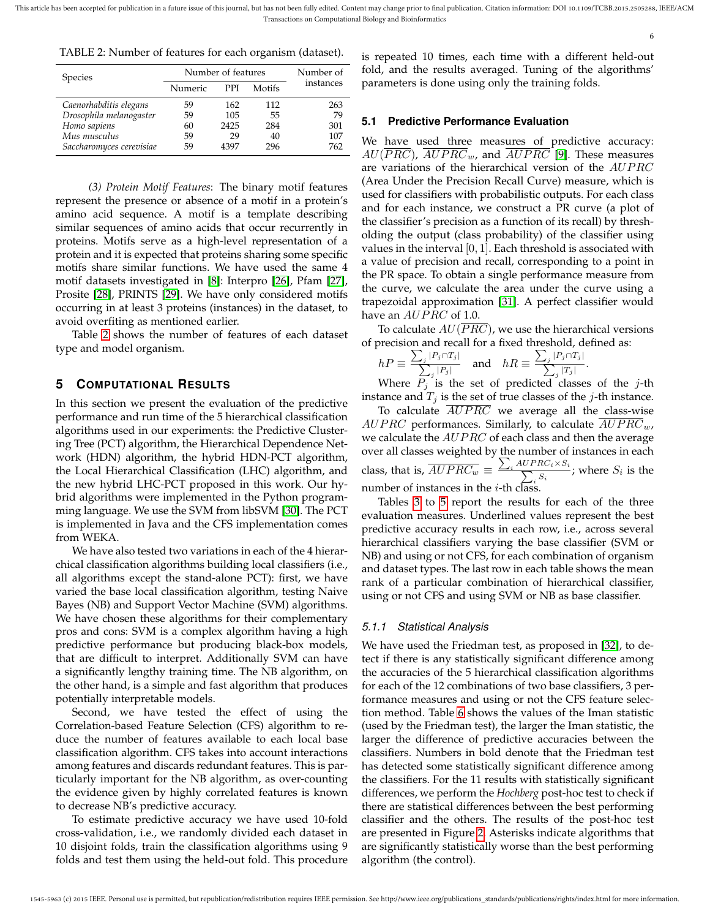TABLE 2: Number of features for each organism (dataset).

| Species | Number of features | | | Number of instances |
|---|---|---|---|---|
| | Numeric | PPI | Motifs | |
| *Caenorhabditis elegans* | 59 | 162 | 112 | 263 |
| *Drosophila melanogaster* | 59 | 105 | 55 | 79 |
| *Homo sapiens* | 60 | 2425 | 284 | 301 |
| *Mus musculus* | 59 | 29 | 40 | 107 |
| *Saccharomyces cerevisiae* | 59 | 4397 | 296 | 762 |

*(3) Protein Motif Features*: The binary motif features represent the presence or absence of a motif in a protein's amino acid sequence. A motif is a template describing similar sequences of amino acids that occur recurrently in proteins. Motifs serve as a high-level representation of a protein and it is expected that proteins sharing some specific motifs share similar functions. We have used the same 4 motif datasets investigated in [8]: Interpro [26], Pfam [27], Prosite [28], PRINTS [29]. We have only considered motifs occurring in at least 3 proteins (instances) in the dataset, to avoid overfiting as mentioned earlier.

Table 2 shows the number of features of each dataset type and model organism.

## 5 Computational Results

In this section we present the evaluation of the predictive performance and run time of the 5 hierarchical classification algorithms used in our experiments: the Predictive Clustering Tree (PCT) algorithm, the Hierarchical Dependence Network (HDN) algorithm, the hybrid HDN-PCT algorithm, the Local Hierarchical Classification (LHC) algorithm, and the new hybrid LHC-PCT proposed in this work. Our hybrid algorithms were implemented in the Python programming language. We use the SVM from libSVM [30]. The PCT is implemented in Java and the CFS implementation comes from WEKA.

We have also tested two variations in each of the 4 hierarchical classification algorithms building local classifiers (i.e., all algorithms except the stand-alone PCT): first, we have varied the base local classification algorithm, testing Naive Bayes (NB) and Support Vector Machine (SVM) algorithms. We have chosen these algorithms for their complementary pros and cons: SVM is a complex algorithm having a high predictive performance but producing black-box models, that are difficult to interpret. Additionally SVM can have a significantly lengthy training time. The NB algorithm, on the other hand, is a simple and fast algorithm that produces potentially interpretable models.

Second, we have tested the effect of using the Correlation-based Feature Selection (CFS) algorithm to reduce the number of features available to each local base classification algorithm. CFS takes into account interactions among features and discards redundant features. This is particularly important for the NB algorithm, as over-counting the evidence given by highly correlated features is known to decrease NB's predictive accuracy.

To estimate predictive accuracy we have used 10-fold cross-validation, i.e., we randomly divided each dataset in 10 disjoint folds, train the classification algorithms using 9 folds and test them using the held-out fold. This procedure is repeated 10 times, each time with a different held-out fold, and the results averaged. Tuning of the algorithms' parameters is done using only the training folds.

### 5.1 Predictive Performance Evaluation

We have used three measures of predictive accuracy: $AU(\overline{PRC})$, $\overline{AUPRC_w}$, and $\overline{AUPRC}$ [9]. These measures are variations of the hierarchical version of the $AUPRC$ (Area Under the Precision Recall Curve) measure, which is used for classifiers with probabilistic outputs. For each class and for each instance, we construct a PR curve (a plot of the classifier's precision as a function of its recall) by thresholding the output (class probability) of the classifier using values in the interval $[0, 1]$. Each threshold is associated with a value of precision and recall, corresponding to a point in the PR space. To obtain a single performance measure from the curve, we calculate the area under the curve using a trapezoidal approximation [31]. A perfect classifier would have an $AUPRC$ of 1.0.

To calculate $AU(\overline{PRC})$, we use the hierarchical versions of precision and recall for a fixed threshold, defined as:

$$hP \equiv \frac{\sum_j |P_j \cap T_j|}{\sum_j |P_j|} \quad \text{and} \quad hR \equiv \frac{\sum_j |P_j \cap T_j|}{\sum_j |T_j|}.$$

Where $P_j$ is the set of predicted classes of the $j$-th instance and $T_j$ is the set of true classes of the $j$-th instance.

To calculate $\overline{AUPRC}$ we average all the class-wise $AUPRC$ performances. Similarly, to calculate $\overline{AUPRC_w}$, we calculate the $AUPRC$ of each class and then the average over all classes weighted by the number of instances in each class, that is, $\overline{AUPRC_w} \equiv \frac{\sum_i AUPRC_i \times S_i}{\sum_i S_i}$; where $S_i$ is the number of instances in the $i$-th class.

Tables 3 to 5 report the results for each of the three evaluation measures. Underlined values represent the best predictive accuracy results in each row, i.e., across several hierarchical classifiers varying the base classifier (SVM or NB) and using or not CFS, for each combination of organism and dataset types. The last row in each table shows the mean rank of a particular combination of hierarchical classifier, using or not CFS and using SVM or NB as base classifier.

#### 5.1.1 Statistical Analysis

We have used the Friedman test, as proposed in [32], to detect if there is any statistically significant difference among the accuracies of the 5 hierarchical classification algorithms for each of the 12 combinations of two base classifiers, 3 performance measures and using or not the CFS feature selection method. Table 6 shows the values of the Iman statistic (used by the Friedman test), the larger the Iman statistic, the larger the difference of predictive accuracies between the classifiers. Numbers in bold denote that the Friedman test has detected some statistically significant difference among the classifiers. For the 11 results with statistically significant differences, we perform the *Hochberg* post-hoc test to check if there are statistical differences between the best performing classifier and the others. The results of the post-hoc test are presented in Figure 2. Asterisks indicate algorithms that are significantly statistically worse than the best performing algorithm (the control).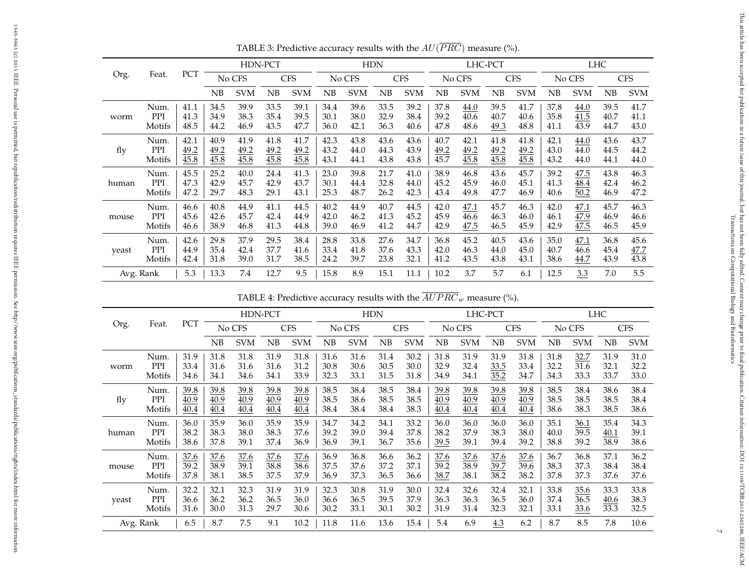TABLE 3: Predictive accuracy results with the $AU(\overline{PRC})$ measure (%).

| Org. | Feat. | PCT | HDN-PCT | | | | HDN | | | | LHC-PCT | | | | LHC | | | |
|---|---|---|---|---|---|---|---|---|---|---|---|---|---|---|---|---|---|---|
| | | | No CFS | | CFS | | No CFS | | CFS | | No CFS | | CFS | | No CFS | | CFS | |
| | | | NB | SVM | NB | SVM | NB | SVM | NB | SVM | NB | SVM | NB | SVM | NB | SVM | NB | SVM |
| worm | Num. | 41.1 | 34.5 | 39.9 | 33.5 | 39.1 | 34.4 | 39.6 | 33.5 | 39.2 | 37.8 | 44.0 | 39.5 | 41.7 | 37.8 | 44.0 | 39.5 | 41.7 |
| | PPI | 41.3 | 34.9 | 38.3 | 35.4 | 39.5 | 30.1 | 38.0 | 32.9 | 38.4 | 39.2 | 40.6 | 40.7 | 40.6 | 35.8 | 41.5 | 40.7 | 41.1 |
| | Motifs | 48.5 | 44.2 | 46.9 | 43.5 | 47.7 | 36.0 | 42.1 | 36.3 | 40.6 | 47.8 | 48.6 | 49.3 | 48.8 | 41.1 | 43.9 | 44.7 | 43.0 |
| fly | Num. | 42.1 | 40.9 | 41.9 | 41.8 | 41.7 | 42.3 | 43.8 | 43.6 | 43.6 | 40.7 | 42.1 | 41.8 | 41.8 | 42.1 | 44.0 | 43.6 | 43.7 |
| | PPI | 49.2 | 49.2 | 49.2 | 49.2 | 49.2 | 43.2 | 44.0 | 44.3 | 43.9 | 49.2 | 49.2 | 49.2 | 49.2 | 43.0 | 44.0 | 44.5 | 44.2 |
| | Motifs | 45.8 | 45.8 | 45.8 | 45.8 | 45.8 | 43.1 | 44.1 | 43.8 | 43.8 | 45.7 | 45.8 | 45.8 | 45.8 | 43.2 | 44.0 | 44.1 | 44.0 |
| human | Num. | 45.5 | 25.2 | 40.0 | 24.4 | 41.3 | 23.0 | 39.8 | 21.7 | 41.0 | 38.9 | 46.8 | 43.6 | 45.7 | 39.2 | 47.5 | 43.8 | 46.3 |
| | PPI | 47.3 | 42.9 | 45.7 | 42.9 | 43.7 | 30.1 | 44.4 | 32.8 | 44.0 | 45.2 | 45.9 | 46.0 | 45.1 | 41.3 | 48.4 | 42.4 | 46.2 |
| | Motifs | 47.2 | 29.7 | 48.3 | 29.1 | 43.1 | 25.3 | 48.7 | 26.2 | 42.3 | 43.4 | 49.8 | 47.7 | 46.9 | 40.6 | 50.2 | 46.9 | 47.2 |
| mouse | Num. | 46.6 | 40.8 | 44.9 | 41.1 | 44.5 | 40.2 | 44.9 | 40.7 | 44.5 | 42.0 | 47.1 | 45.7 | 46.3 | 42.0 | 47.1 | 45.7 | 46.3 |
| | PPI | 45.6 | 42.6 | 45.7 | 42.4 | 44.9 | 42.0 | 46.2 | 41.3 | 45.2 | 45.9 | 46.6 | 46.3 | 46.0 | 46.1 | 47.9 | 46.9 | 46.6 |
| | Motifs | 46.6 | 38.9 | 46.8 | 41.3 | 44.8 | 39.0 | 46.9 | 41.2 | 44.7 | 42.9 | 47.5 | 46.5 | 45.9 | 42.9 | 47.5 | 46.5 | 45.9 |
| yeast | Num. | 42.6 | 29.8 | 37.9 | 29.5 | 38.4 | 28.8 | 33.8 | 27.6 | 34.7 | 36.8 | 45.2 | 40.5 | 43.6 | 35.0 | 47.1 | 36.8 | 45.6 |
| | PPI | 44.9 | 35.4 | 42.4 | 37.7 | 41.6 | 33.4 | 41.8 | 37.6 | 43.3 | 42.0 | 46.3 | 44.0 | 45.0 | 40.7 | 46.6 | 45.4 | 47.7 |
| | Motifs | 42.4 | 31.8 | 39.0 | 31.7 | 38.5 | 24.2 | 39.7 | 23.8 | 32.1 | 41.2 | 43.5 | 43.8 | 43.1 | 38.6 | 44.7 | 43.9 | 43.8 |
| Avg. Rank | | 5.3 | 13.3 | 7.4 | 12.7 | 9.5 | 15.8 | 8.9 | 15.1 | 11.1 | 10.2 | 3.7 | 5.7 | 6.1 | 12.5 | 3.3 | 7.0 | 5.5 |

TABLE 4: Predictive accuracy results with the $\overline{AUPRC}_w$ measure (%).

| Org. | Feat. | PCT | HDN-PCT | | | | HDN | | | | LHC-PCT | | | | LHC | | | |
|---|---|---|---|---|---|---|---|---|---|---|---|---|---|---|---|---|---|---|
| | | | No CFS | | CFS | | No CFS | | CFS | | No CFS | | CFS | | No CFS | | CFS | |
| | | | NB | SVM | NB | SVM | NB | SVM | NB | SVM | NB | SVM | NB | SVM | NB | SVM | NB | SVM |
| worm | Num. | 31.9 | 31.8 | 31.8 | 31.9 | 31.8 | 31.6 | 31.6 | 31.4 | 30.2 | 31.8 | 31.9 | 31.9 | 31.8 | 31.8 | 32.7 | 31.9 | 31.0 |
| | PPI | 33.4 | 31.6 | 31.6 | 31.6 | 31.2 | 30.8 | 30.6 | 30.5 | 30.0 | 32.9 | 32.4 | 33.5 | 33.4 | 32.2 | 31.6 | 32.1 | 32.2 |
| | Motifs | 34.6 | 34.1 | 34.6 | 34.1 | 33.9 | 32.3 | 33.1 | 31.5 | 31.8 | 34.9 | 34.1 | 35.2 | 34.7 | 34.3 | 33.3 | 33.7 | 33.0 |
| fly | Num. | 39.8 | 39.8 | 39.8 | 39.8 | 39.8 | 38.5 | 38.4 | 38.5 | 38.4 | 39.8 | 39.8 | 39.8 | 39.8 | 38.5 | 38.4 | 38.6 | 38.4 |
| | PPI | 40.9 | 40.9 | 40.9 | 40.9 | 40.9 | 38.5 | 38.6 | 38.5 | 38.5 | 40.9 | 40.9 | 40.9 | 40.9 | 38.5 | 38.5 | 38.5 | 38.4 |
| | Motifs | 40.4 | 40.4 | 40.4 | 40.4 | 40.4 | 38.4 | 38.4 | 38.4 | 38.3 | 40.4 | 40.4 | 40.4 | 40.4 | 38.6 | 38.3 | 38.5 | 38.6 |
| human | Num. | 36.0 | 35.9 | 36.0 | 35.9 | 35.9 | 34.7 | 34.2 | 34.1 | 33.2 | 36.0 | 36.0 | 36.0 | 36.0 | 35.1 | 36.1 | 35.4 | 34.3 |
| | PPI | 38.2 | 38.3 | 38.0 | 38.3 | 37.6 | 39.2 | 39.0 | 39.4 | 37.8 | 38.2 | 37.9 | 38.3 | 38.0 | 40.0 | 39.5 | 40.1 | 39.1 |
| | Motifs | 38.6 | 37.8 | 39.1 | 37.4 | 36.9 | 36.9 | 39.1 | 36.7 | 35.6 | 39.5 | 39.1 | 39.4 | 39.2 | 38.8 | 39.2 | 38.9 | 38.6 |
| mouse | Num. | 37.6 | 37.6 | 37.6 | 37.6 | 37.6 | 36.9 | 36.8 | 36.6 | 36.2 | 37.6 | 37.6 | 37.6 | 37.6 | 36.7 | 36.8 | 37.1 | 36.2 |
| | PPI | 39.2 | 38.9 | 39.1 | 38.8 | 38.6 | 37.5 | 37.6 | 37.2 | 37.1 | 39.2 | 38.9 | 39.7 | 39.6 | 38.3 | 37.3 | 38.4 | 38.4 |
| | Motifs | 37.8 | 38.1 | 38.5 | 37.5 | 37.9 | 36.9 | 37.3 | 36.5 | 36.6 | 38.7 | 38.1 | 38.2 | 38.2 | 37.8 | 37.3 | 37.6 | 37.6 |
| yeast | Num. | 32.2 | 32.1 | 32.3 | 31.9 | 31.9 | 32.3 | 30.8 | 31.9 | 30.0 | 32.4 | 32.6 | 32.4 | 32.1 | 33.8 | 35.6 | 33.3 | 33.8 |
| | PPI | 36.6 | 36.2 | 36.2 | 36.5 | 36.0 | 36.6 | 36.5 | 39.5 | 37.9 | 36.3 | 36.3 | 36.5 | 36.0 | 37.4 | 36.5 | 40.6 | 38.3 |
| | Motifs | 31.6 | 30.0 | 31.3 | 29.7 | 30.6 | 30.2 | 33.1 | 30.1 | 30.2 | 31.9 | 31.4 | 32.3 | 32.1 | 33.1 | 33.6 | 33.3 | 32.5 |
| Avg. Rank | | 6.5 | 8.7 | 7.5 | 9.1 | 10.2 | 11.8 | 11.6 | 13.6 | 15.4 | 5.4 | 6.9 | 4.3 | 6.2 | 8.7 | 8.5 | 7.8 | 10.6 |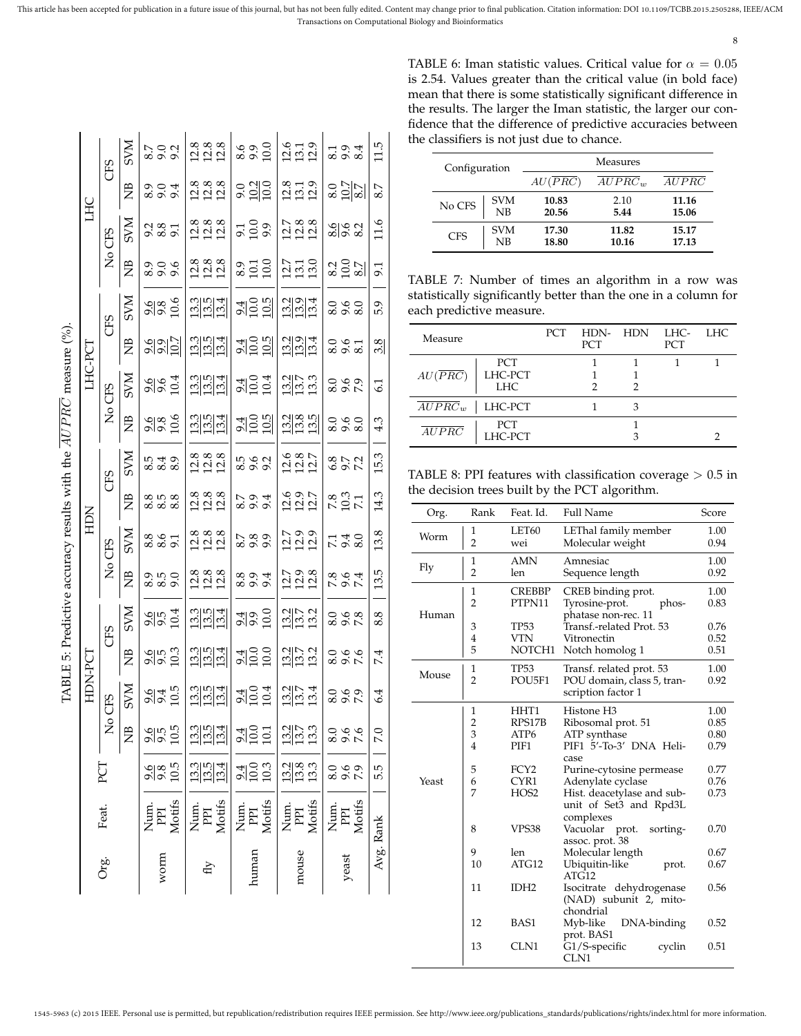TABLE 5: Predictive accuracy results with the $\overline{AUPRC}$ measure (%).

| Org. | Feat. | PCT | HDN-PCT | | | | HDN | | | | LHC-PCT | | | | LHC | | | |
|---|---|---|---|---|---|---|---|---|---|---|---|---|---|---|---|---|---|---|
| | | | No CFS | | CFS | | No CFS | | CFS | | No CFS | | CFS | | No CFS | | CFS | |
| | | | NB | SVM | NB | SVM | NB | SVM | NB | SVM | NB | SVM | NB | SVM | NB | SVM | NB | SVM |
| worm | Num. | 9.6 | 9.6 | 9.6 | 9.6 | 9.6 | 8.9 | 8.8 | 8.8 | 8.5 | 9.6 | 9.6 | 9.6 | 9.6 | 8.9 | 9.2 | 8.9 | 8.7 |
| | PPI | 9.8 | 9.5 | 9.4 | 9.5 | 9.5 | 8.5 | 8.6 | 8.5 | 8.4 | 9.8 | 9.6 | 9.9 | 9.8 | 9.0 | 8.8 | 9.0 | 9.0 |
| | Motifs | 10.5 | 10.5 | 10.5 | 10.3 | 10.4 | 9.0 | 9.1 | 8.8 | 8.9 | 10.6 | 10.4 | 10.7 | 10.6 | 9.6 | 9.1 | 9.4 | 9.2 |
| fly | Num. | 13.3 | 13.3 | 13.3 | 13.3 | 13.3 | 12.8 | 12.8 | 12.8 | 12.8 | 13.3 | 13.3 | 13.3 | 13.3 | 12.8 | 12.8 | 12.8 | 12.8 |
| | PPI | 13.5 | 13.5 | 13.5 | 13.5 | 13.5 | 12.8 | 12.8 | 12.8 | 12.8 | 13.5 | 13.5 | 13.5 | 13.5 | 12.8 | 12.8 | 12.8 | 12.8 |
| | Motifs | 13.4 | 13.4 | 13.4 | 13.4 | 13.4 | 12.8 | 12.8 | 12.8 | 12.8 | 13.4 | 13.4 | 13.4 | 13.4 | 12.8 | 12.8 | 12.8 | 12.8 |
| human | Num. | 9.4 | 9.4 | 9.4 | 9.4 | 9.4 | 8.8 | 8.7 | 8.7 | 8.5 | 9.4 | 9.4 | 9.4 | 9.4 | 8.9 | 9.1 | 9.0 | 8.6 |
| | PPI | 10.0 | 10.0 | 10.0 | 10.0 | 9.9 | 9.9 | 9.8 | 9.9 | 9.6 | 10.0 | 10.0 | 10.0 | 10.0 | 10.1 | 10.0 | 10.2 | 9.9 |
| | Motifs | 10.3 | 10.1 | 10.4 | 10.0 | 10.0 | 9.4 | 9.9 | 9.4 | 9.2 | 10.5 | 10.4 | 10.5 | 10.5 | 10.0 | 9.9 | 10.0 | 10.0 |
| mouse | Num. | 13.2 | 13.2 | 13.2 | 13.2 | 13.2 | 12.7 | 12.7 | 12.6 | 12.6 | 13.2 | 13.2 | 13.2 | 13.2 | 12.7 | 12.7 | 12.8 | 12.6 |
| | PPI | 13.8 | 13.7 | 13.7 | 13.7 | 13.7 | 12.9 | 12.9 | 12.9 | 12.8 | 13.8 | 13.7 | 13.9 | 13.9 | 13.1 | 12.8 | 13.1 | 13.1 |
| | Motifs | 13.3 | 13.3 | 13.4 | 13.2 | 13.2 | 12.8 | 12.9 | 12.7 | 12.7 | 13.5 | 13.3 | 13.4 | 13.4 | 13.0 | 12.8 | 12.9 | 12.9 |
| yeast | Num. | 8.0 | 8.0 | 8.0 | 8.0 | 8.0 | 7.8 | 7.1 | 7.8 | 6.8 | 8.0 | 8.0 | 8.0 | 8.0 | 8.2 | 8.6 | 8.0 | 8.1 |
| | PPI | 9.6 | 9.6 | 9.6 | 9.6 | 9.6 | 9.6 | 9.4 | 10.3 | 9.7 | 9.6 | 9.6 | 9.6 | 9.6 | 10.0 | 9.6 | 10.7 | 9.9 |
| | Motifs | 7.9 | 7.6 | 7.9 | 7.6 | 7.8 | 7.4 | 8.0 | 7.1 | 7.2 | 8.0 | 7.9 | 8.1 | 8.0 | 8.7 | 8.2 | 8.7 | 8.4 |
| Avg. Rank | | 5.5 | 7.0 | 6.4 | 7.4 | 8.8 | 13.5 | 13.8 | 14.3 | 15.3 | 4.3 | 6.1 | 3.8 | 5.9 | 9.1 | 11.6 | 8.7 | 11.5 |

TABLE 6: Iman statistic values. Critical value for $\alpha = 0.05$ is 2.54. Values greater than the critical value (in bold face) mean that there is some statistically significant difference in the results. The larger the Iman statistic, the larger our confidence that the difference of predictive accuracies between the classifiers is not just due to chance.

| Configuration | | Measures | | |
|---|---|---|---|---|
| | | $AU(\overline{PRC})$ | $\overline{AUPRC_w}$ | $\overline{AUPRC}$ |
| No CFS | SVM | **10.83** | 2.10 | **11.16** |
| | NB | **20.56** | **5.44** | **15.06** |
| CFS | SVM | **17.30** | **11.82** | **15.17** |
| | NB | **18.80** | **10.16** | **17.13** |

TABLE 7: Number of times an algorithm in a row was statistically significantly better than the one in a column for each predictive measure.

| Measure | | PCT | HDN-PCT | HDN | LHC-PCT | LHC |
|---|---|---|---|---|---|---|
| $AU(\overline{PRC})$ | PCT | | 1 | 1 | 1 | 1 |
| | LHC-PCT | | 1 | 1 | | |
| | LHC | | 2 | 2 | | |
| $\overline{AUPRC_w}$ | LHC-PCT | | 1 | 3 | | |
| $\overline{AUPRC}$ | PCT | | | 1 | | |
| | LHC-PCT | | | 3 | | 2 |

TABLE 8: PPI features with classification coverage > 0.5 in the decision trees built by the PCT algorithm.

| Org. | Rank | Feat. Id. | Full Name | Score |
|---|---|---|---|---|
| Worm | 1 | LET60 | LEThal family member | 1.00 |
| | 2 | wei | Molecular weight | 0.94 |
| Fly | 1 | AMN | Amnesiac | 1.00 |
| | 2 | len | Sequence length | 0.92 |
| Human | 1 | CREBBP | CREB binding prot. | 1.00 |
| | 2 | PTPN11 | Tyrosine-prot. phosphatase non-rec. 11 | 0.83 |
| | 3 | TP53 | Transf.-related Prot. 53 | 0.76 |
| | 4 | VTN | Vitronectin | 0.52 |
| | 5 | NOTCH1 | Notch homolog 1 | 0.51 |
| Mouse | 1 | TP53 | Transf. related prot. 53 | 1.00 |
| | 2 | POU5F1 | POU domain, class 5, transcription factor 1 | 0.92 |
| Yeast | 1 | HHT1 | Histone H3 | 1.00 |
| | 2 | RPS17B | Ribosomal prot. 51 | 0.85 |
| | 3 | ATP6 | ATP synthase | 0.80 |
| | 4 | PIF1 | PIF1 5'-To-3' DNA Helicase | 0.79 |
| | 5 | FCY2 | Purine-cytosine permease | 0.77 |
| | 6 | CYR1 | Adenylate cyclase | 0.76 |
| | 7 | HOS2 | Hist. deacetylase and subunit of Set3 and Rpd3L complexes | 0.73 |
| | 8 | VPS38 | Vacuolar prot. sorting-assoc. prot. 38 | 0.70 |
| | 9 | len | Molecular length | 0.67 |
| | 10 | ATG12 | Ubiquitin-like prot. ATG12 | 0.67 |
| | 11 | IDH2 | Isocitrate dehydrogenase (NAD) subunit 2, mitochondrial | 0.56 |
| | 12 | BAS1 | Myb-like DNA-binding prot. BAS1 | 0.52 |
| | 13 | CLN1 | G1/S-specific cyclin CLN1 | 0.51 |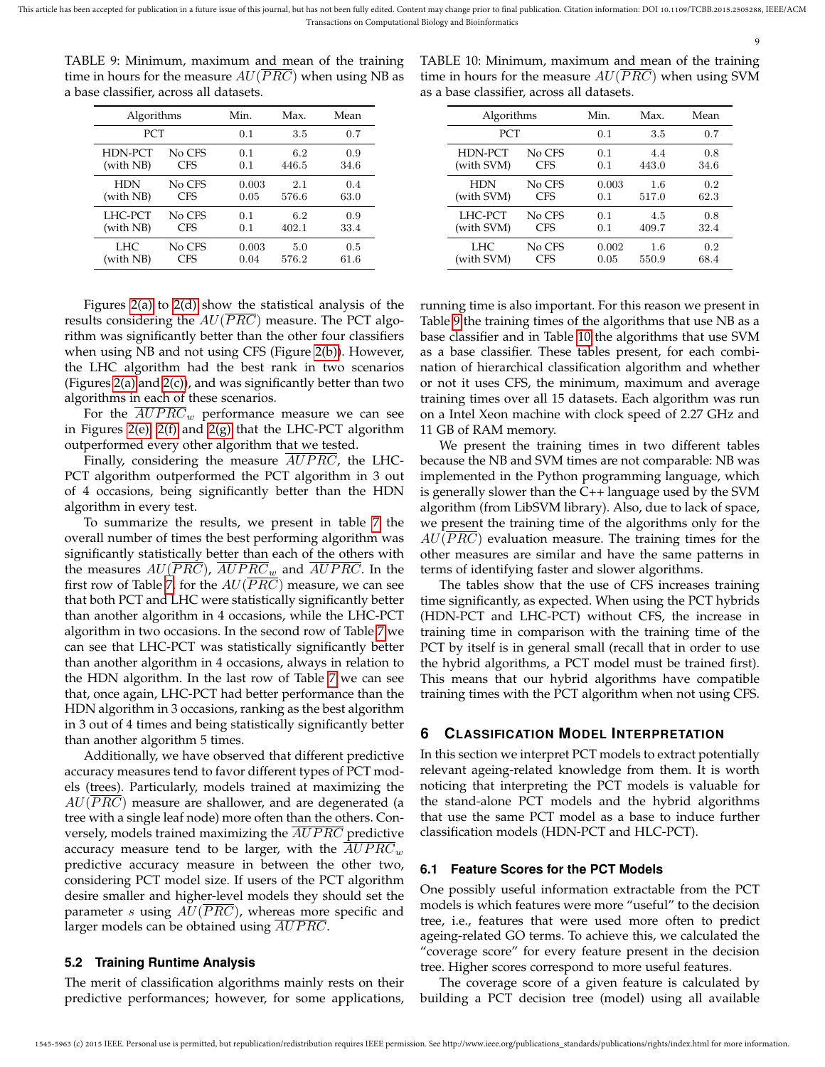TABLE 9: Minimum, maximum and mean of the training time in hours for the measure $AU(\overline{PRC})$ when using NB as a base classifier, across all datasets.

| Algorithms | | Min. | Max. | Mean |
|---|---|---|---|---|
| PCT | | 0.1 | 3.5 | 0.7 |
| HDN-PCT (with NB) | No CFS | 0.1 | 6.2 | 0.9 |
| | CFS | 0.1 | 446.5 | 34.6 |
| HDN (with NB) | No CFS | 0.003 | 2.1 | 0.4 |
| | CFS | 0.05 | 576.6 | 63.0 |
| LHC-PCT (with NB) | No CFS | 0.1 | 6.2 | 0.9 |
| | CFS | 0.1 | 402.1 | 33.4 |
| LHC (with NB) | No CFS | 0.003 | 5.0 | 0.5 |
| | CFS | 0.04 | 576.2 | 61.6 |

TABLE 10: Minimum, maximum and mean of the training time in hours for the measure $AU(\overline{PRC})$ when using SVM as a base classifier, across all datasets.

| Algorithms | | Min. | Max. | Mean |
|---|---|---|---|---|
| PCT | | 0.1 | 3.5 | 0.7 |
| HDN-PCT (with SVM) | No CFS | 0.1 | 4.4 | 0.8 |
| | CFS | 0.1 | 443.0 | 34.6 |
| HDN (with SVM) | No CFS | 0.003 | 1.6 | 0.2 |
| | CFS | 0.1 | 517.0 | 62.3 |
| LHC-PCT (with SVM) | No CFS | 0.1 | 4.5 | 0.8 |
| | CFS | 0.1 | 409.7 | 32.4 |
| LHC (with SVM) | No CFS | 0.002 | 1.6 | 0.2 |
| | CFS | 0.05 | 550.9 | 68.4 |

Figures 2(a) to 2(d) show the statistical analysis of the results considering the $AU(\overline{PRC})$ measure. The PCT algorithm was significantly better than the other four classifiers when using NB and not using CFS (Figure 2(b)). However, the LHC algorithm had the best rank in two scenarios (Figures 2(a) and 2(c)), and was significantly better than two algorithms in each of these scenarios.

For the $\overline{AUPRC}_w$ performance measure we can see in Figures 2(e), 2(f) and 2(g) that the LHC-PCT algorithm outperformed every other algorithm that we tested.

Finally, considering the measure $\overline{AUPRC}$, the LHC-PCT algorithm outperformed the PCT algorithm in 3 out of 4 occasions, being significantly better than the HDN algorithm in every test.

To summarize the results, we present in table 7 the overall number of times the best performing algorithm was significantly statistically better than each of the others with the measures $AU(\overline{PRC})$, $\overline{AUPRC}_w$ and $\overline{AUPRC}$. In the first row of Table 7, for the $AU(\overline{PRC})$ measure, we can see that both PCT and LHC were statistically significantly better than another algorithm in 4 occasions, while the LHC-PCT algorithm in two occasions. In the second row of Table 7 we can see that LHC-PCT was statistically significantly better than another algorithm in 4 occasions, always in relation to the HDN algorithm. In the last row of Table 7 we can see that, once again, LHC-PCT had better performance than the HDN algorithm in 3 occasions, ranking as the best algorithm in 3 out of 4 times and being statistically significantly better than another algorithm 5 times.

Additionally, we have observed that different predictive accuracy measures tend to favor different types of PCT models (trees). Particularly, models trained at maximizing the $AU(\overline{PRC})$ measure are shallower, and are degenerated (a tree with a single leaf node) more often than the others. Conversely, models trained maximizing the $\overline{AUPRC}$ predictive accuracy measure tend to be larger, with the $\overline{AUPRC}_w$ predictive accuracy measure in between the other two, considering PCT model size. If users of the PCT algorithm desire smaller and higher-level models they should set the parameter $s$ using $AU(\overline{PRC})$, whereas more specific and larger models can be obtained using $\overline{AUPRC}$.

### 5.2 Training Runtime Analysis

The merit of classification algorithms mainly rests on their predictive performances; however, for some applications, running time is also important. For this reason we present in Table 9 the training times of the algorithms that use NB as a base classifier and in Table 10 the algorithms that use SVM as a base classifier. These tables present, for each combination of hierarchical classification algorithm and whether or not it uses CFS, the minimum, maximum and average training times over all 15 datasets. Each algorithm was run on a Intel Xeon machine with clock speed of 2.27 GHz and 11 GB of RAM memory.

We present the training times in two different tables because the NB and SVM times are not comparable: NB was implemented in the Python programming language, which is generally slower than the C++ language used by the SVM algorithm (from LibSVM library). Also, due to lack of space, we present the training time of the algorithms only for the $AU(\overline{PRC})$ evaluation measure. The training times for the other measures are similar and have the same patterns in terms of identifying faster and slower algorithms.

The tables show that the use of CFS increases training time significantly, as expected. When using the PCT hybrids (HDN-PCT and LHC-PCT) without CFS, the increase in training time in comparison with the training time of the PCT by itself is in general small (recall that in order to use the hybrid algorithms, a PCT model must be trained first). This means that our hybrid algorithms have compatible training times with the PCT algorithm when not using CFS.

## 6 Classification Model Interpretation

In this section we interpret PCT models to extract potentially relevant ageing-related knowledge from them. It is worth noticing that interpreting the PCT models is valuable for the stand-alone PCT models and the hybrid algorithms that use the same PCT model as a base to induce further classification models (HDN-PCT and HLC-PCT).

### 6.1 Feature Scores for the PCT Models

One possibly useful information extractable from the PCT models is which features were more "useful" to the decision tree, i.e., features that were used more often to predict ageing-related GO terms. To achieve this, we calculated the "coverage score" for every feature present in the decision tree. Higher scores correspond to more useful features.

The coverage score of a given feature is calculated by building a PCT decision tree (model) using all available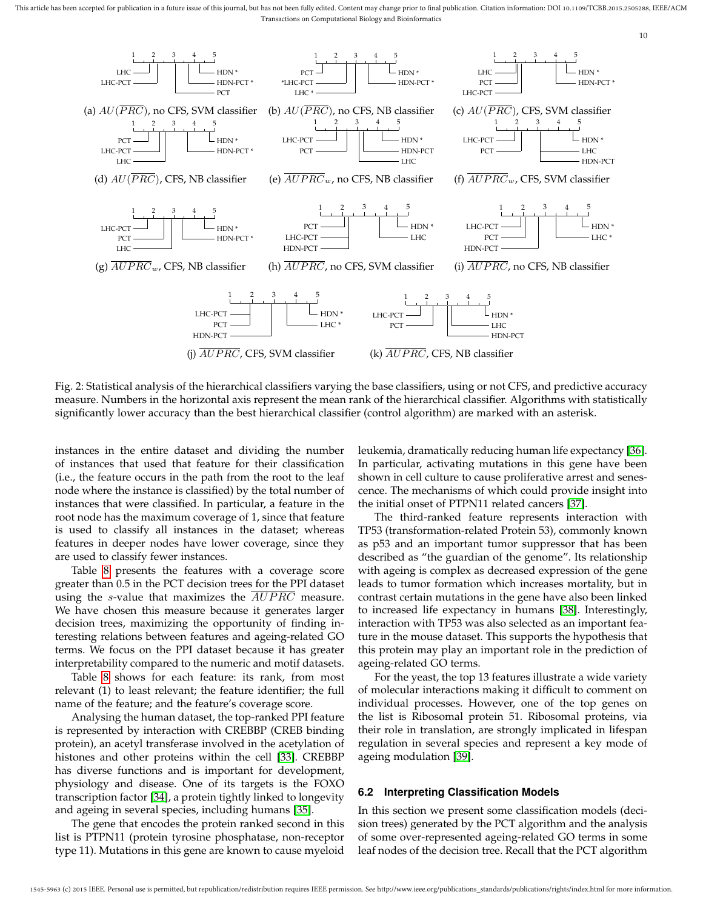(a) $AU(\overline{PRC})$, no CFS, SVM classifier (b) $AU(\overline{PRC})$, no CFS, NB classifier (c) $AU(\overline{PRC})$, CFS, SVM classifier

(d) $AU(\overline{PRC})$, CFS, NB classifier (e) $\overline{AUPRC}_w$, no CFS, NB classifier (f) $\overline{AUPRC}_w$, CFS, SVM classifier

(g) $\overline{AUPRC}_w$, CFS, NB classifier (h) $\overline{AUPRC}$, no CFS, SVM classifier (i) $\overline{AUPRC}$, no CFS, NB classifier

(j) $\overline{AUPRC}$, CFS, SVM classifier (k) $\overline{AUPRC}$, CFS, NB classifier

Fig. 2: Statistical analysis of the hierarchical classifiers varying the base classifiers, using or not CFS, and predictive accuracy measure. Numbers in the horizontal axis represent the mean rank of the hierarchical classifier. Algorithms with statistically significantly lower accuracy than the best hierarchical classifier (control algorithm) are marked with an asterisk.

instances in the entire dataset and dividing the number of instances that used that feature for their classification (i.e., the feature occurs in the path from the root to the leaf node where the instance is classified) by the total number of instances that were classified. In particular, a feature in the root node has the maximum coverage of 1, since that feature is used to classify all instances in the dataset; whereas features in deeper nodes have lower coverage, since they are used to classify fewer instances.

Table 8 presents the features with a coverage score greater than 0.5 in the PCT decision trees for the PPI dataset using the $s$-value that maximizes the $\overline{AUPRC}$ measure. We have chosen this measure because it generates larger decision trees, maximizing the opportunity of finding interesting relations between features and ageing-related GO terms. We focus on the PPI dataset because it has greater interpretability compared to the numeric and motif datasets.

Table 8 shows for each feature: its rank, from most relevant (1) to least relevant; the feature identifier; the full name of the feature; and the feature's coverage score.

Analysing the human dataset, the top-ranked PPI feature is represented by interaction with CREBBP (CREB binding protein), an acetyl transferase involved in the acetylation of histones and other proteins within the cell [33]. CREBBP has diverse functions and is important for development, physiology and disease. One of its targets is the FOXO transcription factor [34], a protein tightly linked to longevity and ageing in several species, including humans [35].

The gene that encodes the protein ranked second in this list is PTPN11 (protein tyrosine phosphatase, non-receptor type 11). Mutations in this gene are known to cause myeloid leukemia, dramatically reducing human life expectancy [36]. In particular, activating mutations in this gene have been shown in cell culture to cause proliferative arrest and senescence. The mechanisms of which could provide insight into the initial onset of PTPN11 related cancers [37].

The third-ranked feature represents interaction with TP53 (transformation-related Protein 53), commonly known as p53 and an important tumor suppressor that has been described as "the guardian of the genome". Its relationship with ageing is complex as decreased expression of the gene leads to tumor formation which increases mortality, but in contrast certain mutations in the gene have also been linked to increased life expectancy in humans [38]. Interestingly, interaction with TP53 was also selected as an important feature in the mouse dataset. This supports the hypothesis that this protein may play an important role in the prediction of ageing-related GO terms.

For the yeast, the top 13 features illustrate a wide variety of molecular interactions making it difficult to comment on individual processes. However, one of the top genes on the list is Ribosomal protein 51. Ribosomal proteins, via their role in translation, are strongly implicated in lifespan regulation in several species and represent a key mode of ageing modulation [39].

### 6.2 Interpreting Classification Models

In this section we present some classification models (decision trees) generated by the PCT algorithm and the analysis of some over-represented ageing-related GO terms in some leaf nodes of the decision tree. Recall that the PCT algorithm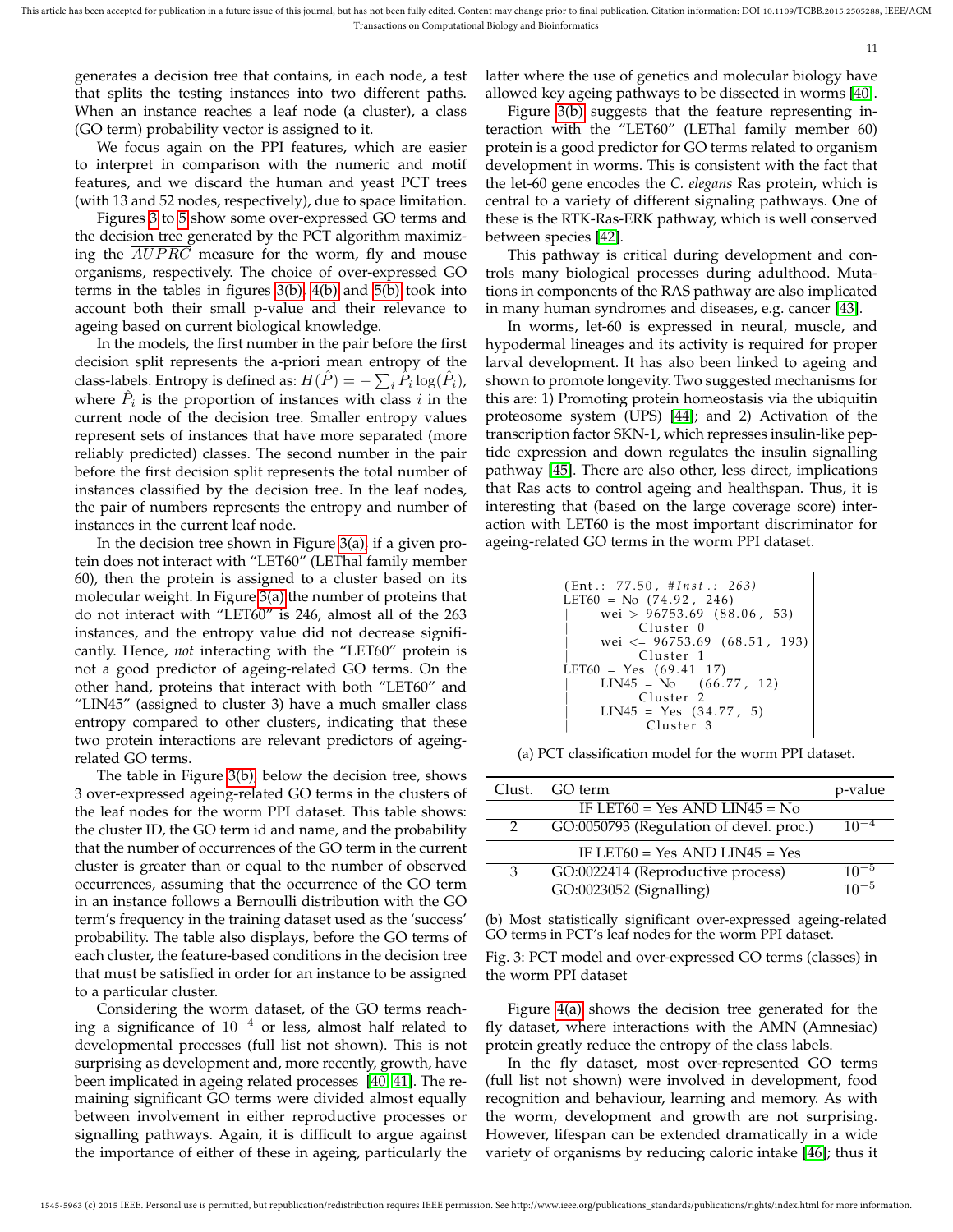generates a decision tree that contains, in each node, a test that splits the testing instances into two different paths. When an instance reaches a leaf node (a cluster), a class (GO term) probability vector is assigned to it.

We focus again on the PPI features, which are easier to interpret in comparison with the numeric and motif features, and we discard the human and yeast PCT trees (with 13 and 52 nodes, respectively), due to space limitation.

Figures 3 to 5 show some over-expressed GO terms and the decision tree generated by the PCT algorithm maximizing the $\overline{AUPRC}$ measure for the worm, fly and mouse organisms, respectively. The choice of over-expressed GO terms in the tables in figures 3(b), 4(b) and 5(b) took into account both their small p-value and their relevance to ageing based on current biological knowledge.

In the models, the first number in the pair before the first decision split represents the a-priori mean entropy of the class-labels. Entropy is defined as: $H(\hat{P}) = -\sum_i \hat{P}_i \log(\hat{P}_i)$, where $\hat{P}_i$ is the proportion of instances with class $i$ in the current node of the decision tree. Smaller entropy values represent sets of instances that have more separated (more reliably predicted) classes. The second number in the pair before the first decision split represents the total number of instances classified by the decision tree. In the leaf nodes, the pair of numbers represents the entropy and number of instances in the current leaf node.

In the decision tree shown in Figure 3(a), if a given protein does not interact with "LET60" (LEThal family member 60), then the protein is assigned to a cluster based on its molecular weight. In Figure 3(a) the number of proteins that do not interact with "LET60" is 246, almost all of the 263 instances, and the entropy value did not decrease significantly. Hence, *not* interacting with the "LET60" protein is not a good predictor of ageing-related GO terms. On the other hand, proteins that interact with both "LET60" and "LIN45" (assigned to cluster 3) have a much smaller class entropy compared to other clusters, indicating that these two protein interactions are relevant predictors of ageing-related GO terms.

The table in Figure 3(b), below the decision tree, shows 3 over-expressed ageing-related GO terms in the clusters of the leaf nodes for the worm PPI dataset. This table shows: the cluster ID, the GO term id and name, and the probability that the number of occurrences of the GO term in the current cluster is greater than or equal to the number of observed occurrences, assuming that the occurrence of the GO term in an instance follows a Bernoulli distribution with the GO term's frequency in the training dataset used as the 'success' probability. The table also displays, before the GO terms of each cluster, the feature-based conditions in the decision tree that must be satisfied in order for an instance to be assigned to a particular cluster.

Considering the worm dataset, of the GO terms reaching a significance of $10^{-4}$ or less, almost half related to developmental processes (full list not shown). This is not surprising as development and, more recently, growth, have been implicated in ageing related processes [40, 41]. The remaining significant GO terms were divided almost equally between involvement in either reproductive processes or signalling pathways. Again, it is difficult to argue against the importance of either of these in ageing, particularly the latter where the use of genetics and molecular biology have allowed key ageing pathways to be dissected in worms [40].

Figure 3(b) suggests that the feature representing interaction with the "LET60" (LEThal family member 60) protein is a good predictor for GO terms related to organism development in worms. This is consistent with the fact that the let-60 gene encodes the *C. elegans* Ras protein, which is central to a variety of different signaling pathways. One of these is the RTK-Ras-ERK pathway, which is well conserved between species [42].

This pathway is critical during development and controls many biological processes during adulthood. Mutations in components of the RAS pathway are also implicated in many human syndromes and diseases, e.g. cancer [43].

In worms, let-60 is expressed in neural, muscle, and hypodermal lineages and its activity is required for proper larval development. It has also been linked to ageing and shown to promote longevity. Two suggested mechanisms for this are: 1) Promoting protein homeostasis via the ubiquitin proteosome system (UPS) [44]; and 2) Activation of the transcription factor SKN-1, which represses insulin-like peptide expression and down regulates the insulin signalling pathway [45]. There are also other, less direct, implications that Ras acts to control ageing and healthspan. Thus, it is interesting that (based on the large coverage score) interaction with LET60 is the most important discriminator for ageing-related GO terms in the worm PPI dataset.

```
(Ent.: 77.50, #Inst.: 263)
LET60 = No (74.92, 246)
|    wei > 96753.69 (88.06, 53)
|         Cluster 0
|    wei <= 96753.69 (68.51, 193)
|         Cluster 1
LET60 = Yes (69.41 17)
|    LIN45 = No   (66.77, 12)
|         Cluster 2
|    LIN45 = Yes (34.77, 5)
|          Cluster 3
```

(a) PCT classification model for the worm PPI dataset.

| Clust. | GO term | p-value |
|---|---|---|
| | IF LET60 = Yes AND LIN45 = No | |
| 2 | GO:0050793 (Regulation of devel. proc.) | $10^{-4}$ |
| | IF LET60 = Yes AND LIN45 = Yes | |
| 3 | GO:0022414 (Reproductive process) | $10^{-5}$ |
| | GO:0023052 (Signalling) | $10^{-5}$ |

(b) Most statistically significant over-expressed ageing-related GO terms in PCT's leaf nodes for the worm PPI dataset.

Fig. 3: PCT model and over-expressed GO terms (classes) in the worm PPI dataset

Figure 4(a) shows the decision tree generated for the fly dataset, where interactions with the AMN (Amnesiac) protein greatly reduce the entropy of the class labels.

In the fly dataset, most over-represented GO terms (full list not shown) were involved in development, food recognition and behaviour, learning and memory. As with the worm, development and growth are not surprising. However, lifespan can be extended dramatically in a wide variety of organisms by reducing caloric intake [46]; thus it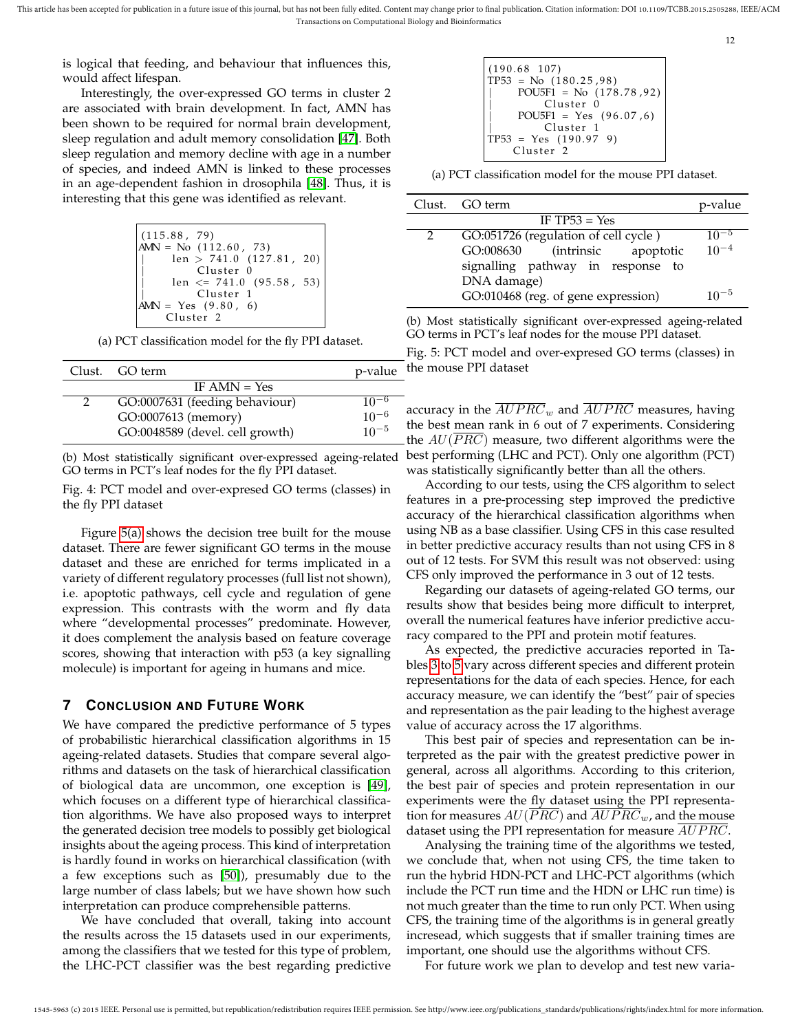is logical that feeding, and behaviour that influences this, would affect lifespan.

Interestingly, the over-expressed GO terms in cluster 2 are associated with brain development. In fact, AMN has been shown to be required for normal brain development, sleep regulation and adult memory consolidation [47]. Both sleep regulation and memory decline with age in a number of species, and indeed AMN is linked to these processes in an age-dependent fashion in drosophila [48]. Thus, it is interesting that this gene was identified as relevant.

```
(115.88, 79)
AMN = No (112.60, 73)
|     len > 741.0 (127.81, 20)
|         Cluster 0
|     len <= 741.0 (95.58, 53)
|         Cluster 1
AMN = Yes (9.80, 6)
    Cluster 2
```

(a) PCT classification model for the fly PPI dataset.

| Clust. | GO term | p-value |
|---|---|---|
| | IF AMN = Yes | |
| 2 | GO:0007631 (feeding behaviour) | $10^{-6}$ |
| | GO:0007613 (memory) | $10^{-6}$ |
| | GO:0048589 (devel. cell growth) | $10^{-5}$ |

(b) Most statistically significant over-expressed ageing-related GO terms in PCT's leaf nodes for the fly PPI dataset.

Fig. 4: PCT model and over-expresed GO terms (classes) in the fly PPI dataset

Figure 5(a) shows the decision tree built for the mouse dataset. There are fewer significant GO terms in the mouse dataset and these are enriched for terms implicated in a variety of different regulatory processes (full list not shown), i.e. apoptotic pathways, cell cycle and regulation of gene expression. This contrasts with the worm and fly data where "developmental processes" predominate. However, it does complement the analysis based on feature coverage scores, showing that interaction with p53 (a key signalling molecule) is important for ageing in humans and mice.

```
(190.68 107)
TP53 = No (180.25,98)
|     POU5F1 = No (178.78,92)
|         Cluster 0
|     POU5F1 = Yes (96.07,6)
|         Cluster 1
TP53 = Yes (190.97 9)
    Cluster 2
```

(a) PCT classification model for the mouse PPI dataset.

| Clust. | GO term | p-value |
|---|---|---|
| | IF TP53 = Yes | |
| 2 | GO:051726 (regulation of cell cycle ) | $10^{-5}$ |
| | GO:008630 (intrinsic apoptotic signalling pathway in response to DNA damage) | $10^{-4}$ |
| | GO:010468 (reg. of gene expression) | $10^{-5}$ |

(b) Most statistically significant over-expressed ageing-related GO terms in PCT's leaf nodes for the mouse PPI dataset.

Fig. 5: PCT model and over-expresed GO terms (classes) in the mouse PPI dataset

## 7 Conclusion and Future Work

We have compared the predictive performance of 5 types of probabilistic hierarchical classification algorithms in 15 ageing-related datasets. Studies that compare several algorithms and datasets on the task of hierarchical classification of biological data are uncommon, one exception is [49], which focuses on a different type of hierarchical classification algorithms. We have also proposed ways to interpret the generated decision tree models to possibly get biological insights about the ageing process. This kind of interpretation is hardly found in works on hierarchical classification (with a few exceptions such as [50]), presumably due to the large number of class labels; but we have shown how such interpretation can produce comprehensible patterns.

We have concluded that overall, taking into account the results across the 15 datasets used in our experiments, among the classifiers that we tested for this type of problem, the LHC-PCT classifier was the best regarding predictive accuracy in the $\overline{AUPRC}_w$ and $\overline{AUPRC}$ measures, having the best mean rank in 6 out of 7 experiments. Considering the $AU(\overline{PRC})$ measure, two different algorithms were the best performing (LHC and PCT). Only one algorithm (PCT) was statistically significantly better than all the others.

According to our tests, using the CFS algorithm to select features in a pre-processing step improved the predictive accuracy of the hierarchical classification algorithms when using NB as a base classifier. Using CFS in this case resulted in better predictive accuracy results than not using CFS in 8 out of 12 tests. For SVM this result was not observed: using CFS only improved the performance in 3 out of 12 tests.

Regarding our datasets of ageing-related GO terms, our results show that besides being more difficult to interpret, overall the numerical features have inferior predictive accuracy compared to the PPI and protein motif features.

As expected, the predictive accuracies reported in Tables 3 to 5 vary across different species and different protein representations for the data of each species. Hence, for each accuracy measure, we can identify the "best" pair of species and representation as the pair leading to the highest average value of accuracy across the 17 algorithms.

This best pair of species and representation can be interpreted as the pair with the greatest predictive power in general, across all algorithms. According to this criterion, the best pair of species and protein representation in our experiments were the fly dataset using the PPI representation for measures $AU(\overline{PRC})$ and $\overline{AUPRC}_w$, and the mouse dataset using the PPI representation for measure $\overline{AUPRC}$.

Analysing the training time of the algorithms we tested, we conclude that, when not using CFS, the time taken to run the hybrid HDN-PCT and LHC-PCT algorithms (which include the PCT run time and the HDN or LHC run time) is not much greater than the time to run only PCT. When using CFS, the training time of the algorithms is in general greatly incresead, which suggests that if smaller training times are important, one should use the algorithms without CFS.

For future work we plan to develop and test new varia-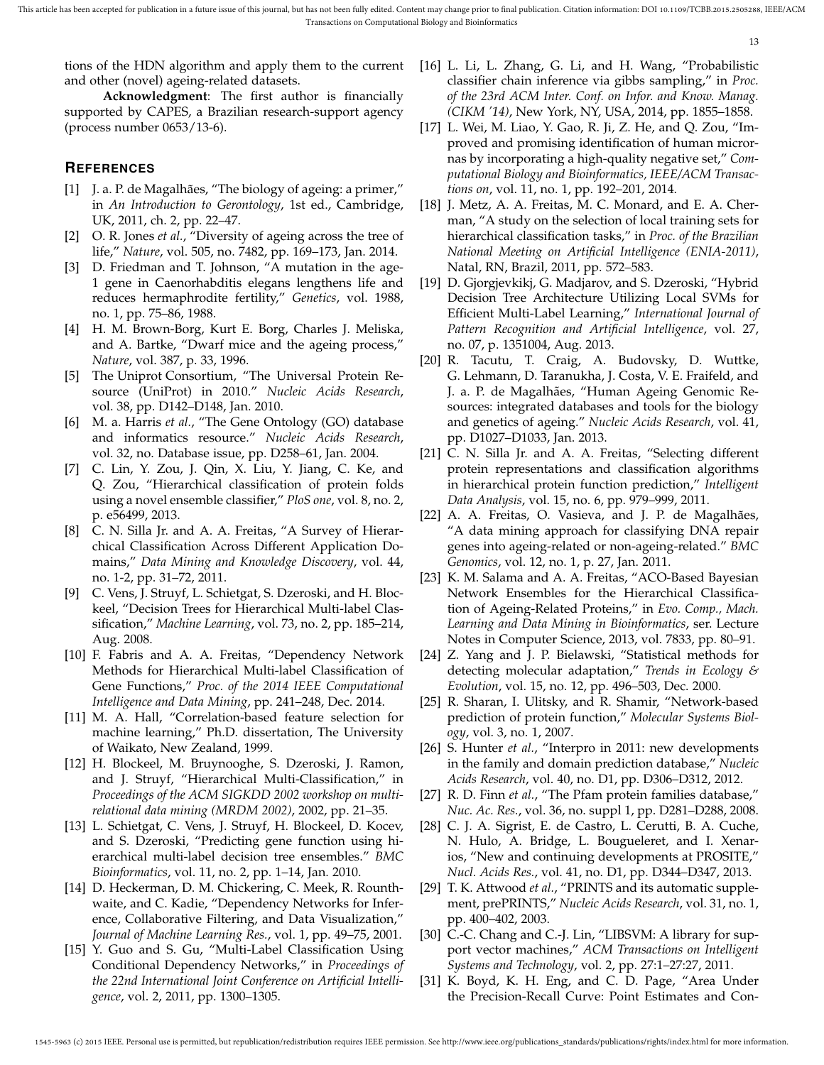tions of the HDN algorithm and apply them to the current and other (novel) ageing-related datasets.

**Acknowledgment**: The first author is financially supported by CAPES, a Brazilian research-support agency (process number 0653/13-6).

## References

[1] J. a. P. de Magalhães, "The biology of ageing: a primer," in *An Introduction to Gerontology*, 1st ed., Cambridge, UK, 2011, ch. 2, pp. 22–47.

[2] O. R. Jones *et al.*, "Diversity of ageing across the tree of life," *Nature*, vol. 505, no. 7482, pp. 169–173, Jan. 2014.

[3] D. Friedman and T. Johnson, "A mutation in the age-1 gene in Caenorhabditis elegans lengthens life and reduces hermaphrodite fertility," *Genetics*, vol. 1988, no. 1, pp. 75–86, 1988.

[4] H. M. Brown-Borg, Kurt E. Borg, Charles J. Meliska, and A. Bartke, "Dwarf mice and the ageing process," *Nature*, vol. 387, p. 33, 1996.

[5] The Uniprot Consortium, "The Universal Protein Resource (UniProt) in 2010." *Nucleic Acids Research*, vol. 38, pp. D142–D148, Jan. 2010.

[6] M. a. Harris *et al.*, "The Gene Ontology (GO) database and informatics resource." *Nucleic Acids Research*, vol. 32, no. Database issue, pp. D258–61, Jan. 2004.

[7] C. Lin, Y. Zou, J. Qin, X. Liu, Y. Jiang, C. Ke, and Q. Zou, "Hierarchical classification of protein folds using a novel ensemble classifier," *PloS one*, vol. 8, no. 2, p. e56499, 2013.

[8] C. N. Silla Jr. and A. A. Freitas, "A Survey of Hierarchical Classification Across Different Application Domains," *Data Mining and Knowledge Discovery*, vol. 44, no. 1-2, pp. 31–72, 2011.

[9] C. Vens, J. Struyf, L. Schietgat, S. Dzeroski, and H. Blockeel, "Decision Trees for Hierarchical Multi-label Classification," *Machine Learning*, vol. 73, no. 2, pp. 185–214, Aug. 2008.

[10] F. Fabris and A. A. Freitas, "Dependency Network Methods for Hierarchical Multi-label Classification of Gene Functions," *Proc. of the 2014 IEEE Computational Intelligence and Data Mining*, pp. 241–248, Dec. 2014.

[11] M. A. Hall, "Correlation-based feature selection for machine learning," Ph.D. dissertation, The University of Waikato, New Zealand, 1999.

[12] H. Blockeel, M. Bruynooghe, S. Dzeroski, J. Ramon, and J. Struyf, "Hierarchical Multi-Classification," in *Proceedings of the ACM SIGKDD 2002 workshop on multi-relational data mining (MRDM 2002)*, 2002, pp. 21–35.

[13] L. Schietgat, C. Vens, J. Struyf, H. Blockeel, D. Kocev, and S. Dzeroski, "Predicting gene function using hierarchical multi-label decision tree ensembles." *BMC Bioinformatics*, vol. 11, no. 2, pp. 1–14, Jan. 2010.

[14] D. Heckerman, D. M. Chickering, C. Meek, R. Rounthwaite, and C. Kadie, "Dependency Networks for Inference, Collaborative Filtering, and Data Visualization," *Journal of Machine Learning Res.*, vol. 1, pp. 49–75, 2001.

[15] Y. Guo and S. Gu, "Multi-Label Classification Using Conditional Dependency Networks," in *Proceedings of the 22nd International Joint Conference on Artificial Intelligence*, vol. 2, 2011, pp. 1300–1305.

[16] L. Li, L. Zhang, G. Li, and H. Wang, "Probabilistic classifier chain inference via gibbs sampling," in *Proc. of the 23rd ACM Inter. Conf. on Infor. and Know. Manag. (CIKM '14)*, New York, NY, USA, 2014, pp. 1855–1858.

[17] L. Wei, M. Liao, Y. Gao, R. Ji, Z. He, and Q. Zou, "Improved and promising identification of human micrornas by incorporating a high-quality negative set," *Computational Biology and Bioinformatics, IEEE/ACM Transactions on*, vol. 11, no. 1, pp. 192–201, 2014.

[18] J. Metz, A. A. Freitas, M. C. Monard, and E. A. Cherman, "A study on the selection of local training sets for hierarchical classification tasks," in *Proc. of the Brazilian National Meeting on Artificial Intelligence (ENIA-2011)*, Natal, RN, Brazil, 2011, pp. 572–583.

[19] D. Gjorgjevkikj, G. Madjarov, and S. Dzeroski, "Hybrid Decision Tree Architecture Utilizing Local SVMs for Efficient Multi-Label Learning," *International Journal of Pattern Recognition and Artificial Intelligence*, vol. 27, no. 07, p. 1351004, Aug. 2013.

[20] R. Tacutu, T. Craig, A. Budovsky, D. Wuttke, G. Lehmann, D. Taranukha, J. Costa, V. E. Fraifeld, and J. a. P. de Magalhães, "Human Ageing Genomic Resources: integrated databases and tools for the biology and genetics of ageing." *Nucleic Acids Research*, vol. 41, pp. D1027–D1033, Jan. 2013.

[21] C. N. Silla Jr. and A. A. Freitas, "Selecting different protein representations and classification algorithms in hierarchical protein function prediction," *Intelligent Data Analysis*, vol. 15, no. 6, pp. 979–999, 2011.

[22] A. A. Freitas, O. Vasieva, and J. P. de Magalhães, "A data mining approach for classifying DNA repair genes into ageing-related or non-ageing-related." *BMC Genomics*, vol. 12, no. 1, p. 27, Jan. 2011.

[23] K. M. Salama and A. A. Freitas, "ACO-Based Bayesian Network Ensembles for the Hierarchical Classification of Ageing-Related Proteins," in *Evo. Comp., Mach. Learning and Data Mining in Bioinformatics*, ser. Lecture Notes in Computer Science, 2013, vol. 7833, pp. 80–91.

[24] Z. Yang and J. P. Bielawski, "Statistical methods for detecting molecular adaptation," *Trends in Ecology & Evolution*, vol. 15, no. 12, pp. 496–503, Dec. 2000.

[25] R. Sharan, I. Ulitsky, and R. Shamir, "Network-based prediction of protein function," *Molecular Systems Biology*, vol. 3, no. 1, 2007.

[26] S. Hunter *et al.*, "Interpro in 2011: new developments in the family and domain prediction database," *Nucleic Acids Research*, vol. 40, no. D1, pp. D306–D312, 2012.

[27] R. D. Finn *et al.*, "The Pfam protein families database," *Nuc. Ac. Res.*, vol. 36, no. suppl 1, pp. D281–D288, 2008.

[28] C. J. A. Sigrist, E. de Castro, L. Cerutti, B. A. Cuche, N. Hulo, A. Bridge, L. Bougueleret, and I. Xenarios, "New and continuing developments at PROSITE," *Nucl. Acids Res.*, vol. 41, no. D1, pp. D344–D347, 2013.

[29] T. K. Attwood *et al.*, "PRINTS and its automatic supplement, prePRINTS," *Nucleic Acids Research*, vol. 31, no. 1, pp. 400–402, 2003.

[30] C.-C. Chang and C.-J. Lin, "LIBSVM: A library for support vector machines," *ACM Transactions on Intelligent Systems and Technology*, vol. 2, pp. 27:1–27:27, 2011.

[31] K. Boyd, K. H. Eng, and C. D. Page, "Area Under the Precision-Recall Curve: Point Estimates and Con-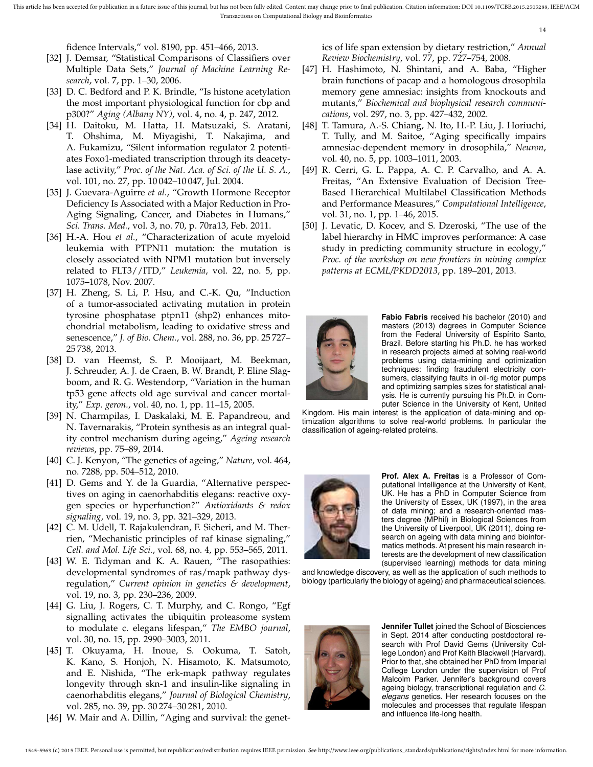fidence Intervals," vol. 8190, pp. 451–466, 2013.

[32] J. Demsar, "Statistical Comparisons of Classifiers over Multiple Data Sets," *Journal of Machine Learning Research*, vol. 7, pp. 1–30, 2006.

[33] D. C. Bedford and P. K. Brindle, "Is histone acetylation the most important physiological function for cbp and p300?" *Aging (Albany NY)*, vol. 4, no. 4, p. 247, 2012.

[34] H. Daitoku, M. Hatta, H. Matsuzaki, S. Aratani, T. Ohshima, M. Miyagishi, T. Nakajima, and A. Fukamizu, "Silent information regulator 2 potentiates Foxo1-mediated transcription through its deacetylase activity," *Proc. of the Nat. Aca. of Sci. of the U. S. A.*, vol. 101, no. 27, pp. 10 042–10 047, Jul. 2004.

[35] J. Guevara-Aguirre *et al.*, "Growth Hormone Receptor Deficiency Is Associated with a Major Reduction in Pro-Aging Signaling, Cancer, and Diabetes in Humans," *Sci. Trans. Med.*, vol. 3, no. 70, p. 70ra13, Feb. 2011.

[36] H.-A. Hou *et al.*, "Characterization of acute myeloid leukemia with PTPN11 mutation: the mutation is closely associated with NPM1 mutation but inversely related to FLT3//ITD," *Leukemia*, vol. 22, no. 5, pp. 1075–1078, Nov. 2007.

[37] H. Zheng, S. Li, P. Hsu, and C.-K. Qu, "Induction of a tumor-associated activating mutation in protein tyrosine phosphatase ptpn11 (shp2) enhances mitochondrial metabolism, leading to oxidative stress and senescence," *J. of Bio. Chem.*, vol. 288, no. 36, pp. 25 727–25 738, 2013.

[38] D. van Heemst, S. P. Mooijaart, M. Beekman, J. Schreuder, A. J. de Craen, B. W. Brandt, P. Eline Slagboom, and R. G. Westendorp, "Variation in the human tp53 gene affects old age survival and cancer mortality," *Exp. geron.*, vol. 40, no. 1, pp. 11–15, 2005.

[39] N. Charmpilas, I. Daskalaki, M. E. Papandreou, and N. Tavernarakis, "Protein synthesis as an integral quality control mechanism during ageing," *Ageing research reviews*, pp. 75–89, 2014.

[40] C. J. Kenyon, "The genetics of ageing," *Nature*, vol. 464, no. 7288, pp. 504–512, 2010.

[41] D. Gems and Y. de la Guardia, "Alternative perspectives on aging in caenorhabditis elegans: reactive oxygen species or hyperfunction?" *Antioxidants & redox signaling*, vol. 19, no. 3, pp. 321–329, 2013.

[42] C. M. Udell, T. Rajakulendran, F. Sicheri, and M. Therrien, "Mechanistic principles of raf kinase signaling," *Cell. and Mol. Life Sci.*, vol. 68, no. 4, pp. 553–565, 2011.

[43] W. E. Tidyman and K. A. Rauen, "The rasopathies: developmental syndromes of ras/mapk pathway dysregulation," *Current opinion in genetics & development*, vol. 19, no. 3, pp. 230–236, 2009.

[44] G. Liu, J. Rogers, C. T. Murphy, and C. Rongo, "Egf signalling activates the ubiquitin proteasome system to modulate c. elegans lifespan," *The EMBO journal*, vol. 30, no. 15, pp. 2990–3003, 2011.

[45] T. Okuyama, H. Inoue, S. Ookuma, T. Satoh, K. Kano, S. Honjoh, N. Hisamoto, K. Matsumoto, and E. Nishida, "The erk-mapk pathway regulates longevity through skn-1 and insulin-like signaling in caenorhabditis elegans," *Journal of Biological Chemistry*, vol. 285, no. 39, pp. 30 274–30 281, 2010.

[46] W. Mair and A. Dillin, "Aging and survival: the genetics of life span extension by dietary restriction," *Annual Review Biochemistry*, vol. 77, pp. 727–754, 2008.

[47] H. Hashimoto, N. Shintani, and A. Baba, "Higher brain functions of pacap and a homologous drosophila memory gene amnesiac: insights from knockouts and mutants," *Biochemical and biophysical research communications*, vol. 297, no. 3, pp. 427–432, 2002.

[48] T. Tamura, A.-S. Chiang, N. Ito, H.-P. Liu, J. Horiuchi, T. Tully, and M. Saitoe, "Aging specifically impairs amnesiac-dependent memory in drosophila," *Neuron*, vol. 40, no. 5, pp. 1003–1011, 2003.

[49] R. Cerri, G. L. Pappa, A. C. P. Carvalho, and A. A. Freitas, "An Extensive Evaluation of Decision Tree-Based Hierarchical Multilabel Classification Methods and Performance Measures," *Computational Intelligence*, vol. 31, no. 1, pp. 1–46, 2015.

[50] J. Levatic, D. Kocev, and S. Dzeroski, "The use of the label hierarchy in HMC improves performance: A case study in predicting community structure in ecology," *Proc. of the workshop on new frontiers in mining complex patterns at ECML/PKDD2013*, pp. 189–201, 2013.

**Fabio Fabris** received his bachelor (2010) and masters (2013) degrees in Computer Science from the Federal University of Espírito Santo, Brazil. Before starting his Ph.D. he has worked in research projects aimed at solving real-world problems using data-mining and optimization techniques: finding fraudulent electricity consumers, classifying faults in oil-rig motor pumps and optimizing samples sizes for statistical analysis. He is currently pursuing his Ph.D. in Computer Science in the University of Kent, United Kingdom. His main interest is the application of data-mining and optimization algorithms to solve real-world problems. In particular the classification of ageing-related proteins.

**Prof. Alex A. Freitas** is a Professor of Computational Intelligence at the University of Kent, UK. He has a PhD in Computer Science from the University of Essex, UK (1997), in the area of data mining; and a research-oriented masters degree (MPhil) in Biological Sciences from the University of Liverpool, UK (2011), doing research on ageing with data mining and bioinformatics methods. At present his main research interests are the development of new classification (supervised learning) methods for data mining and knowledge discovery, as well as the application of such methods to biology (particularly the biology of ageing) and pharmaceutical sciences.

**Jennifer Tullet** joined the School of Biosciences in Sept. 2014 after conducting postdoctoral research with Prof David Gems (University College London) and Prof Keith Blackwell (Harvard). Prior to that, she obtained her PhD from Imperial College London under the supervision of Prof Malcolm Parker. Jennifer's background covers ageing biology, transcriptional regulation and *C. elegans* genetics. Her research focuses on the molecules and processes that regulate lifespan and influence life-long health.